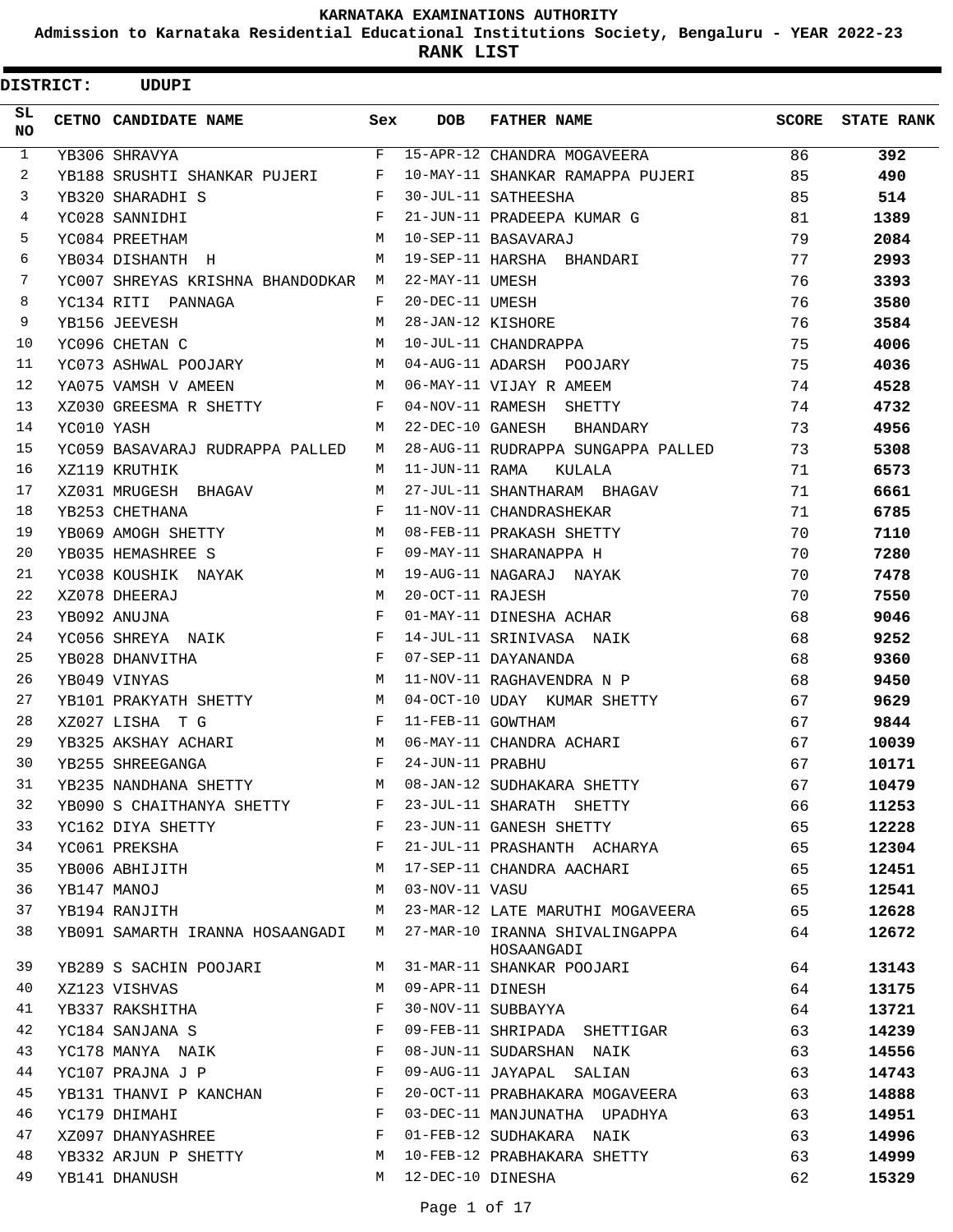# KARNATAKA EXAMINATIONS AUTHORITY

## Admission to Karnataka Residential Educational Institutions Society, Bengaluru - YEAR 2022-23

## RANK LIST

**DISTRICT: UDUPI**

| SL NO | CETNO | CANDIDATE NAME | Sex | DOB | FATHER NAME | SCORE | STATE RANK |
|---|---|---|---|---|---|---|---|
| 1 | YB306 | SHRAVYA | F | 15-APR-12 | CHANDRA MOGAVEERA | 86 | **392** |
| 2 | YB188 | SRUSHTI SHANKAR PUJERI | F | 10-MAY-11 | SHANKAR RAMAPPA PUJERI | 85 | **490** |
| 3 | YB320 | SHARADHI S | F | 30-JUL-11 | SATHEESHA | 85 | **514** |
| 4 | YC028 | SANNIDHI | F | 21-JUN-11 | PRADEEPA KUMAR G | 81 | **1389** |
| 5 | YC084 | PREETHAM | M | 10-SEP-11 | BASAVARAJ | 79 | **2084** |
| 6 | YB034 | DISHANTH H | M | 19-SEP-11 | HARSHA BHANDARI | 77 | **2993** |
| 7 | YC007 | SHREYAS KRISHNA BHANDODKAR | M | 22-MAY-11 | UMESH | 76 | **3393** |
| 8 | YC134 | RITI PANNAGA | F | 20-DEC-11 | UMESH | 76 | **3580** |
| 9 | YB156 | JEEVESH | M | 28-JAN-12 | KISHORE | 76 | **3584** |
| 10 | YC096 | CHETAN C | M | 10-JUL-11 | CHANDRAPPA | 75 | **4006** |
| 11 | YC073 | ASHWAL POOJARY | M | 04-AUG-11 | ADARSH POOJARY | 75 | **4036** |
| 12 | YA075 | VAMSH V AMEEN | M | 06-MAY-11 | VIJAY R AMEEM | 74 | **4528** |
| 13 | XZ030 | GREESMA R SHETTY | F | 04-NOV-11 | RAMESH SHETTY | 74 | **4732** |
| 14 | YC010 | YASH | M | 22-DEC-10 | GANESH BHANDARY | 73 | **4956** |
| 15 | YC059 | BASAVARAJ RUDRAPPA PALLED | M | 28-AUG-11 | RUDRAPPA SUNGAPPA PALLED | 73 | **5308** |
| 16 | XZ119 | KRUTHIK | M | 11-JUN-11 | RAMA KULALA | 71 | **6573** |
| 17 | XZ031 | MRUGESH BHAGAV | M | 27-JUL-11 | SHANTHARAM BHAGAV | 71 | **6661** |
| 18 | YB253 | CHETHANA | F | 11-NOV-11 | CHANDRASHEKAR | 71 | **6785** |
| 19 | YB069 | AMOGH SHETTY | M | 08-FEB-11 | PRAKASH SHETTY | 70 | **7110** |
| 20 | YB035 | HEMASHREE S | F | 09-MAY-11 | SHARANAPPA H | 70 | **7280** |
| 21 | YC038 | KOUSHIK NAYAK | M | 19-AUG-11 | NAGARAJ NAYAK | 70 | **7478** |
| 22 | XZ078 | DHEERAJ | M | 20-OCT-11 | RAJESH | 70 | **7550** |
| 23 | YB092 | ANUJNA | F | 01-MAY-11 | DINESHA ACHAR | 68 | **9046** |
| 24 | YC056 | SHREYA NAIK | F | 14-JUL-11 | SRINIVASA NAIK | 68 | **9252** |
| 25 | YB028 | DHANVITHA | F | 07-SEP-11 | DAYANANDA | 68 | **9360** |
| 26 | YB049 | VINYAS | M | 11-NOV-11 | RAGHAVENDRA N P | 68 | **9450** |
| 27 | YB101 | PRAKYATH SHETTY | M | 04-OCT-10 | UDAY KUMAR SHETTY | 67 | **9629** |
| 28 | XZ027 | LISHA T G | F | 11-FEB-11 | GOWTHAM | 67 | **9844** |
| 29 | YB325 | AKSHAY ACHARI | M | 06-MAY-11 | CHANDRA ACHARI | 67 | **10039** |
| 30 | YB255 | SHREEGANGA | F | 24-JUN-11 | PRABHU | 67 | **10171** |
| 31 | YB235 | NANDHANA SHETTY | M | 08-JAN-12 | SUDHAKARA SHETTY | 67 | **10479** |
| 32 | YB090 | S CHAITHANYA SHETTY | F | 23-JUL-11 | SHARATH SHETTY | 66 | **11253** |
| 33 | YC162 | DIYA SHETTY | F | 23-JUN-11 | GANESH SHETTY | 65 | **12228** |
| 34 | YC061 | PREKSHA | F | 21-JUL-11 | PRASHANTH ACHARYA | 65 | **12304** |
| 35 | YB006 | ABHIJITH | M | 17-SEP-11 | CHANDRA AACHARI | 65 | **12451** |
| 36 | YB147 | MANOJ | M | 03-NOV-11 | VASU | 65 | **12541** |
| 37 | YB194 | RANJITH | M | 23-MAR-12 | LATE MARUTHI MOGAVEERA | 65 | **12628** |
| 38 | YB091 | SAMARTH IRANNA HOSAANGADI | M | 27-MAR-10 | IRANNA SHIVALINGAPPA HOSAANGADI | 64 | **12672** |
| 39 | YB289 | S SACHIN POOJARI | M | 31-MAR-11 | SHANKAR POOJARI | 64 | **13143** |
| 40 | XZ123 | VISHVAS | M | 09-APR-11 | DINESH | 64 | **13175** |
| 41 | YB337 | RAKSHITHA | F | 30-NOV-11 | SUBBAYYA | 64 | **13721** |
| 42 | YC184 | SANJANA S | F | 09-FEB-11 | SHRIPADA SHETTIGAR | 63 | **14239** |
| 43 | YC178 | MANYA NAIK | F | 08-JUN-11 | SUDARSHAN NAIK | 63 | **14556** |
| 44 | YC107 | PRAJNA J P | F | 09-AUG-11 | JAYAPAL SALIAN | 63 | **14743** |
| 45 | YB131 | THANVI P KANCHAN | F | 20-OCT-11 | PRABHAKARA MOGAVEERA | 63 | **14888** |
| 46 | YC179 | DHIMAHI | F | 03-DEC-11 | MANJUNATHA UPADHYA | 63 | **14951** |
| 47 | XZ097 | DHANYASHREE | F | 01-FEB-12 | SUDHAKARA NAIK | 63 | **14996** |
| 48 | YB332 | ARJUN P SHETTY | M | 10-FEB-12 | PRABHAKARA SHETTY | 63 | **14999** |
| 49 | YB141 | DHANUSH | M | 12-DEC-10 | DINESHA | 62 | **15329** |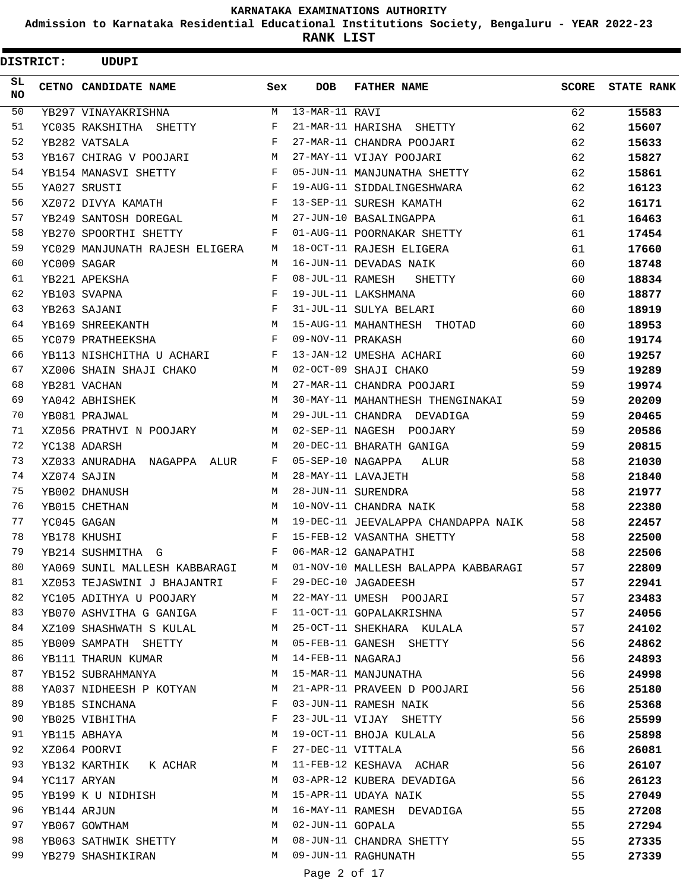**KARNATAKA EXAMINATIONS AUTHORITY**

**Admission to Karnataka Residential Educational Institutions Society, Bengaluru - YEAR 2022-23**

**RANK LIST**

**DISTRICT: UDUPI**

| SL NO | CETNO | CANDIDATE NAME | Sex | DOB | FATHER NAME | SCORE | STATE RANK |
|---|---|---|---|---|---|---|---|
| 50 | YB297 | VINAYAKRISHNA | M | 13-MAR-11 | RAVI | 62 | 15583 |
| 51 | YC035 | RAKSHITHA SHETTY | F | 21-MAR-11 | HARISHA SHETTY | 62 | 15607 |
| 52 | YB282 | VATSALA | F | 27-MAR-11 | CHANDRA POOJARI | 62 | 15633 |
| 53 | YB167 | CHIRAG V POOJARI | M | 27-MAY-11 | VIJAY POOJARI | 62 | 15827 |
| 54 | YB154 | MANASVI SHETTY | F | 05-JUN-11 | MANJUNATHA SHETTY | 62 | 15861 |
| 55 | YA027 | SRUSTI | F | 19-AUG-11 | SIDDALINGESHWARA | 62 | 16123 |
| 56 | XZ072 | DIVYA KAMATH | F | 13-SEP-11 | SURESH KAMATH | 62 | 16171 |
| 57 | YB249 | SANTOSH DOREGAL | M | 27-JUN-10 | BASALINGAPPA | 61 | 16463 |
| 58 | YB270 | SPOORTHI SHETTY | F | 01-AUG-11 | POORNAKAR SHETTY | 61 | 17454 |
| 59 | YC029 | MANJUNATH RAJESH ELIGERA | M | 18-OCT-11 | RAJESH ELIGERA | 61 | 17660 |
| 60 | YC009 | SAGAR | M | 16-JUN-11 | DEVADAS NAIK | 60 | 18748 |
| 61 | YB221 | APEKSHA | F | 08-JUL-11 | RAMESH SHETTY | 60 | 18834 |
| 62 | YB103 | SVAPNA | F | 19-JUL-11 | LAKSHMANA | 60 | 18877 |
| 63 | YB263 | SAJANI | F | 31-JUL-11 | SULYA BELARI | 60 | 18919 |
| 64 | YB169 | SHREEKANTH | M | 15-AUG-11 | MAHANTHESH THOTAD | 60 | 18953 |
| 65 | YC079 | PRATHEEKSHA | F | 09-NOV-11 | PRAKASH | 60 | 19174 |
| 66 | YB113 | NISHCHITHA U ACHARI | F | 13-JAN-12 | UMESHA ACHARI | 60 | 19257 |
| 67 | XZ006 | SHAIN SHAJI CHAKO | M | 02-OCT-09 | SHAJI CHAKO | 59 | 19289 |
| 68 | YB281 | VACHAN | M | 27-MAR-11 | CHANDRA POOJARI | 59 | 19974 |
| 69 | YA042 | ABHISHEK | M | 30-MAY-11 | MAHANTHESH THENGINAKAI | 59 | 20209 |
| 70 | YB081 | PRAJWAL | M | 29-JUL-11 | CHANDRA DEVADIGA | 59 | 20465 |
| 71 | XZ056 | PRATHVI N POOJARY | M | 02-SEP-11 | NAGESH POOJARY | 59 | 20586 |
| 72 | YC138 | ADARSH | M | 20-DEC-11 | BHARATH GANIGA | 59 | 20815 |
| 73 | XZ033 | ANURADHA NAGAPPA ALUR | F | 05-SEP-10 | NAGAPPA ALUR | 58 | 21030 |
| 74 | XZ074 | SAJIN | M | 28-MAY-11 | LAVAJETH | 58 | 21840 |
| 75 | YB002 | DHANUSH | M | 28-JUN-11 | SURENDRA | 58 | 21977 |
| 76 | YB015 | CHETHAN | M | 10-NOV-11 | CHANDRA NAIK | 58 | 22380 |
| 77 | YC045 | GAGAN | M | 19-DEC-11 | JEEVALAPPA CHANDAPPA NAIK | 58 | 22457 |
| 78 | YB178 | KHUSHI | F | 15-FEB-12 | VASANTHA SHETTY | 58 | 22500 |
| 79 | YB214 | SUSHMITHA G | F | 06-MAR-12 | GANAPATHI | 58 | 22506 |
| 80 | YA069 | SUNIL MALLESH KABBARAGI | M | 01-NOV-10 | MALLESH BALAPPA KABBARAGI | 57 | 22809 |
| 81 | XZ053 | TEJASWINI J BHAJANTRI | F | 29-DEC-10 | JAGADEESH | 57 | 22941 |
| 82 | YC105 | ADITHYA U POOJARY | M | 22-MAY-11 | UMESH POOJARI | 57 | 23483 |
| 83 | YB070 | ASHVITHA G GANIGA | F | 11-OCT-11 | GOPALAKRISHNA | 57 | 24056 |
| 84 | XZ109 | SHASHWATH S KULAL | M | 25-OCT-11 | SHEKHARA KULALA | 57 | 24102 |
| 85 | YB009 | SAMPATH SHETTY | M | 05-FEB-11 | GANESH SHETTY | 56 | 24862 |
| 86 | YB111 | THARUN KUMAR | M | 14-FEB-11 | NAGARAJ | 56 | 24893 |
| 87 | YB152 | SUBRAHMANYA | M | 15-MAR-11 | MANJUNATHA | 56 | 24998 |
| 88 | YA037 | NIDHEESH P KOTYAN | M | 21-APR-11 | PRAVEEN D POOJARI | 56 | 25180 |
| 89 | YB185 | SINCHANA | F | 03-JUN-11 | RAMESH NAIK | 56 | 25368 |
| 90 | YB025 | VIBHITHA | F | 23-JUL-11 | VIJAY SHETTY | 56 | 25599 |
| 91 | YB115 | ABHAYA | M | 19-OCT-11 | BHOJA KULALA | 56 | 25898 |
| 92 | XZ064 | POORVI | F | 27-DEC-11 | VITTALA | 56 | 26081 |
| 93 | YB132 | KARTHIK K ACHAR | M | 11-FEB-12 | KESHAVA ACHAR | 56 | 26107 |
| 94 | YC117 | ARYAN | M | 03-APR-12 | KUBERA DEVADIGA | 56 | 26123 |
| 95 | YB199 | K U NIDHISH | M | 15-APR-11 | UDAYA NAIK | 55 | 27049 |
| 96 | YB144 | ARJUN | M | 16-MAY-11 | RAMESH DEVADIGA | 55 | 27208 |
| 97 | YB067 | GOWTHAM | M | 02-JUN-11 | GOPALA | 55 | 27294 |
| 98 | YB063 | SATHWIK SHETTY | M | 08-JUN-11 | CHANDRA SHETTY | 55 | 27335 |
| 99 | YB279 | SHASHIKIRAN | M | 09-JUN-11 | RAGHUNATH | 55 | 27339 |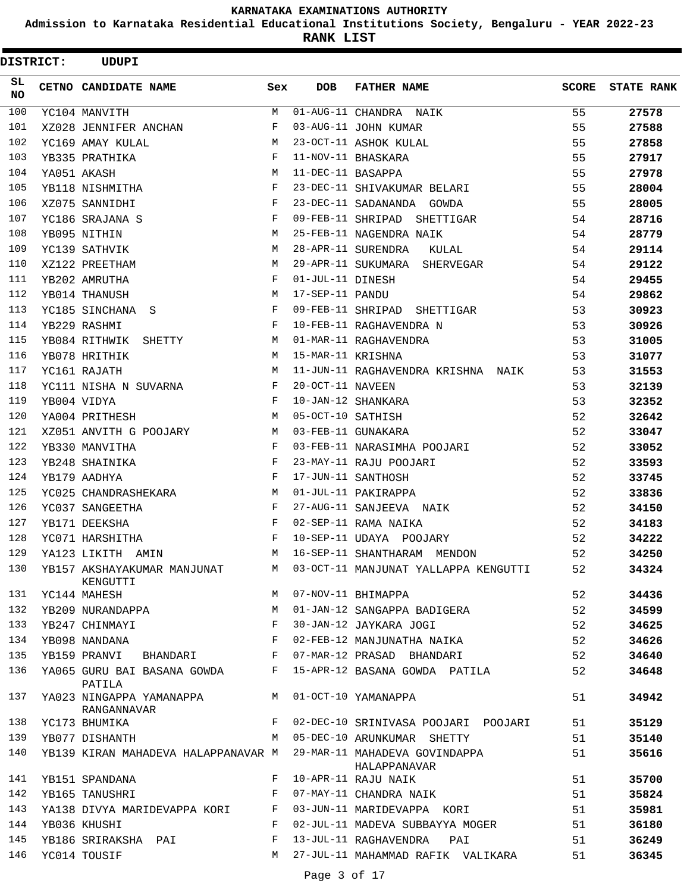**KARNATAKA EXAMINATIONS AUTHORITY**

**Admission to Karnataka Residential Educational Institutions Society, Bengaluru - YEAR 2022-23**

**RANK LIST**

**DISTRICT: UDUPI**

| SL NO | CETNO | CANDIDATE NAME | Sex | DOB | FATHER NAME | SCORE | STATE RANK |
|---|---|---|---|---|---|---|---|
| 100 | YC104 | MANVITH | M | 01-AUG-11 | CHANDRA NAIK | 55 | **27578** |
| 101 | XZ028 | JENNIFER ANCHAN | F | 03-AUG-11 | JOHN KUMAR | 55 | **27588** |
| 102 | YC169 | AMAY KULAL | M | 23-OCT-11 | ASHOK KULAL | 55 | **27858** |
| 103 | YB335 | PRATHIKA | F | 11-NOV-11 | BHASKARA | 55 | **27917** |
| 104 | YA051 | AKASH | M | 11-DEC-11 | BASAPPA | 55 | **27978** |
| 105 | YB118 | NISHMITHA | F | 23-DEC-11 | SHIVAKUMAR BELARI | 55 | **28004** |
| 106 | XZ075 | SANNIDHI | F | 23-DEC-11 | SADANANDA GOWDA | 55 | **28005** |
| 107 | YC186 | SRAJANA S | F | 09-FEB-11 | SHRIPAD SHETTIGAR | 54 | **28716** |
| 108 | YB095 | NITHIN | M | 25-FEB-11 | NAGENDRA NAIK | 54 | **28779** |
| 109 | YC139 | SATHVIK | M | 28-APR-11 | SURENDRA KULAL | 54 | **29114** |
| 110 | XZ122 | PREETHAM | M | 29-APR-11 | SUKUMARA SHERVEGAR | 54 | **29122** |
| 111 | YB202 | AMRUTHA | F | 01-JUL-11 | DINESH | 54 | **29455** |
| 112 | YB014 | THANUSH | M | 17-SEP-11 | PANDU | 54 | **29862** |
| 113 | YC185 | SINCHANA S | F | 09-FEB-11 | SHRIPAD SHETTIGAR | 53 | **30923** |
| 114 | YB229 | RASHMI | F | 10-FEB-11 | RAGHAVENDRA N | 53 | **30926** |
| 115 | YB084 | RITHWIK SHETTY | M | 01-MAR-11 | RAGHAVENDRA | 53 | **31005** |
| 116 | YB078 | HRITHIK | M | 15-MAR-11 | KRISHNA | 53 | **31077** |
| 117 | YC161 | RAJATH | M | 11-JUN-11 | RAGHAVENDRA KRISHNA NAIK | 53 | **31553** |
| 118 | YC111 | NISHA N SUVARNA | F | 20-OCT-11 | NAVEEN | 53 | **32139** |
| 119 | YB004 | VIDYA | F | 10-JAN-12 | SHANKARA | 53 | **32352** |
| 120 | YA004 | PRITHESH | M | 05-OCT-10 | SATHISH | 52 | **32642** |
| 121 | XZ051 | ANVITH G POOJARY | M | 03-FEB-11 | GUNAKARA | 52 | **33047** |
| 122 | YB330 | MANVITHA | F | 03-FEB-11 | NARASIMHA POOJARI | 52 | **33052** |
| 123 | YB248 | SHAINIKA | F | 23-MAY-11 | RAJU POOJARI | 52 | **33593** |
| 124 | YB179 | AADHYA | F | 17-JUN-11 | SANTHOSH | 52 | **33745** |
| 125 | YC025 | CHANDRASHEKARA | M | 01-JUL-11 | PAKIRAPPA | 52 | **33836** |
| 126 | YC037 | SANGEETHA | F | 27-AUG-11 | SANJEEVA NAIK | 52 | **34150** |
| 127 | YB171 | DEEKSHA | F | 02-SEP-11 | RAMA NAIKA | 52 | **34183** |
| 128 | YC071 | HARSHITHA | F | 10-SEP-11 | UDAYA POOJARY | 52 | **34222** |
| 129 | YA123 | LIKITH AMIN | M | 16-SEP-11 | SHANTHARAM MENDON | 52 | **34250** |
| 130 | YB157 | AKSHAYAKUMAR MANJUNAT KENGUTTI | M | 03-OCT-11 | MANJUNAT YALLAPPA KENGUTTI | 52 | **34324** |
| 131 | YC144 | MAHESH | M | 07-NOV-11 | BHIMAPPA | 52 | **34436** |
| 132 | YB209 | NURANDAPPA | M | 01-JAN-12 | SANGAPPA BADIGERA | 52 | **34599** |
| 133 | YB247 | CHINMAYI | F | 30-JAN-12 | JAYKARA JOGI | 52 | **34625** |
| 134 | YB098 | NANDANA | F | 02-FEB-12 | MANJUNATHA NAIKA | 52 | **34626** |
| 135 | YB159 | PRANVI BHANDARI | F | 07-MAR-12 | PRASAD BHANDARI | 52 | **34640** |
| 136 | YA065 | GURU BAI BASANA GOWDA PATILA | F | 15-APR-12 | BASANA GOWDA PATILA | 52 | **34648** |
| 137 | YA023 | NINGAPPA YAMANAPPA RANGANNAVAR | M | 01-OCT-10 | YAMANAPPA | 51 | **34942** |
| 138 | YC173 | BHUMIKA | F | 02-DEC-10 | SRINIVASA POOJARI POOJARI | 51 | **35129** |
| 139 | YB077 | DISHANTH | M | 05-DEC-10 | ARUNKUMAR SHETTY | 51 | **35140** |
| 140 | YB139 | KIRAN MAHADEVA HALAPPANAVAR | M | 29-MAR-11 | MAHADEVA GOVINDAPPA HALAPPANAVAR | 51 | **35616** |
| 141 | YB151 | SPANDANA | F | 10-APR-11 | RAJU NAIK | 51 | **35700** |
| 142 | YB165 | TANUSHRI | F | 07-MAY-11 | CHANDRA NAIK | 51 | **35824** |
| 143 | YA138 | DIVYA MARIDEVAPPA KORI | F | 03-JUN-11 | MARIDEVAPPA KORI | 51 | **35981** |
| 144 | YB036 | KHUSHI | F | 02-JUL-11 | MADEVA SUBBAYYA MOGER | 51 | **36180** |
| 145 | YB186 | SRIRAKSHA PAI | F | 13-JUL-11 | RAGHAVENDRA PAI | 51 | **36249** |
| 146 | YC014 | TOUSIF | M | 27-JUL-11 | MAHAMMAD RAFIK VALIKARA | 51 | **36345** |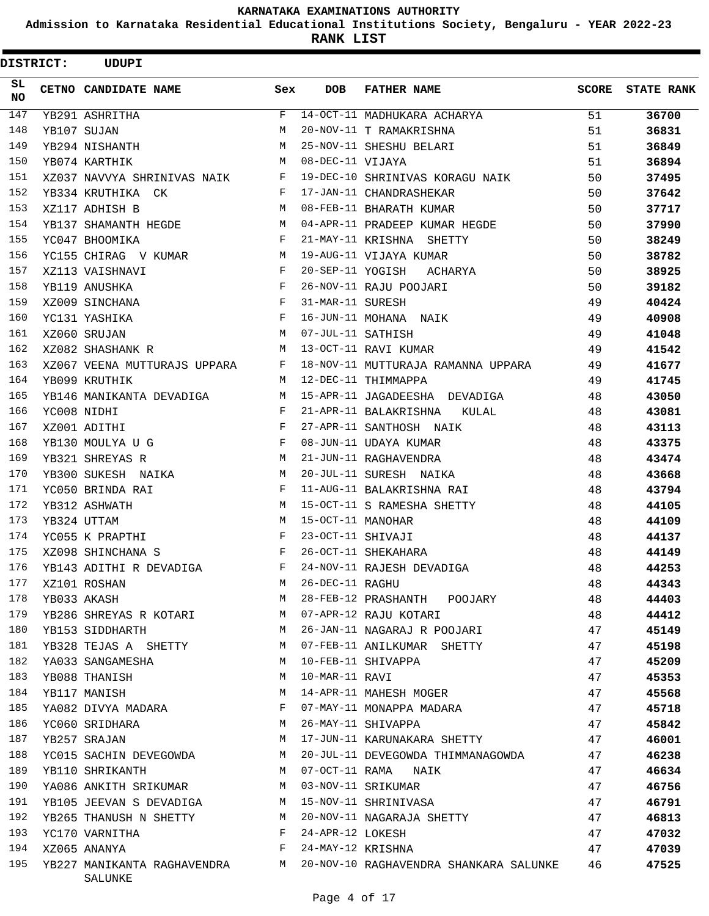**KARNATAKA EXAMINATIONS AUTHORITY**

**Admission to Karnataka Residential Educational Institutions Society, Bengaluru - YEAR 2022-23**

**RANK LIST**

**DISTRICT: UDUPI**

| SL NO | CETNO | CANDIDATE NAME | Sex | DOB | FATHER NAME | SCORE | STATE RANK |
|---|---|---|---|---|---|---|---|
| 147 | YB291 | ASHRITHA | F | 14-OCT-11 | MADHUKARA ACHARYA | 51 | **36700** |
| 148 | YB107 | SUJAN | M | 20-NOV-11 | T RAMAKRISHNA | 51 | **36831** |
| 149 | YB294 | NISHANTH | M | 25-NOV-11 | SHESHU BELARI | 51 | **36849** |
| 150 | YB074 | KARTHIK | M | 08-DEC-11 | VIJAYA | 51 | **36894** |
| 151 | XZ037 | NAVVYA SHRINIVAS NAIK | F | 19-DEC-10 | SHRINIVAS KORAGU NAIK | 50 | **37495** |
| 152 | YB334 | KRUTHIKA CK | F | 17-JAN-11 | CHANDRASHEKAR | 50 | **37642** |
| 153 | XZ117 | ADHISH B | M | 08-FEB-11 | BHARATH KUMAR | 50 | **37717** |
| 154 | YB137 | SHAMANTH HEGDE | M | 04-APR-11 | PRADEEP KUMAR HEGDE | 50 | **37990** |
| 155 | YC047 | BHOOMIKA | F | 21-MAY-11 | KRISHNA SHETTY | 50 | **38249** |
| 156 | YC155 | CHIRAG V KUMAR | M | 19-AUG-11 | VIJAYA KUMAR | 50 | **38782** |
| 157 | XZ113 | VAISHNAVI | F | 20-SEP-11 | YOGISH ACHARYA | 50 | **38925** |
| 158 | YB119 | ANUSHKA | F | 26-NOV-11 | RAJU POOJARI | 50 | **39182** |
| 159 | XZ009 | SINCHANA | F | 31-MAR-11 | SURESH | 49 | **40424** |
| 160 | YC131 | YASHIKA | F | 16-JUN-11 | MOHANA NAIK | 49 | **40908** |
| 161 | XZ060 | SRUJAN | M | 07-JUL-11 | SATHISH | 49 | **41048** |
| 162 | XZ082 | SHASHANK R | M | 13-OCT-11 | RAVI KUMAR | 49 | **41542** |
| 163 | XZ067 | VEENA MUTTURAJS UPPARA | F | 18-NOV-11 | MUTTURAJA RAMANNA UPPARA | 49 | **41677** |
| 164 | YB099 | KRUTHIK | M | 12-DEC-11 | THIMMAPPA | 49 | **41745** |
| 165 | YB146 | MANIKANTA DEVADIGA | M | 15-APR-11 | JAGADEESHA DEVADIGA | 48 | **43050** |
| 166 | YC008 | NIDHI | F | 21-APR-11 | BALAKRISHNA KULAL | 48 | **43081** |
| 167 | XZ001 | ADITHI | F | 27-APR-11 | SANTHOSH NAIK | 48 | **43113** |
| 168 | YB130 | MOULYA U G | F | 08-JUN-11 | UDAYA KUMAR | 48 | **43375** |
| 169 | YB321 | SHREYAS R | M | 21-JUN-11 | RAGHAVENDRA | 48 | **43474** |
| 170 | YB300 | SUKESH NAIKA | M | 20-JUL-11 | SURESH NAIKA | 48 | **43668** |
| 171 | YC050 | BRINDA RAI | F | 11-AUG-11 | BALAKRISHNA RAI | 48 | **43794** |
| 172 | YB312 | ASHWATH | M | 15-OCT-11 | S RAMESHA SHETTY | 48 | **44105** |
| 173 | YB324 | UTTAM | M | 15-OCT-11 | MANOHAR | 48 | **44109** |
| 174 | YC055 | K PRAPTHI | F | 23-OCT-11 | SHIVAJI | 48 | **44137** |
| 175 | XZ098 | SHINCHANA S | F | 26-OCT-11 | SHEKAHARA | 48 | **44149** |
| 176 | YB143 | ADITHI R DEVADIGA | F | 24-NOV-11 | RAJESH DEVADIGA | 48 | **44253** |
| 177 | XZ101 | ROSHAN | M | 26-DEC-11 | RAGHU | 48 | **44343** |
| 178 | YB033 | AKASH | M | 28-FEB-12 | PRASHANTH POOJARY | 48 | **44403** |
| 179 | YB286 | SHREYAS R KOTARI | M | 07-APR-12 | RAJU KOTARI | 48 | **44412** |
| 180 | YB153 | SIDDHARTH | M | 26-JAN-11 | NAGARAJ R POOJARI | 47 | **45149** |
| 181 | YB328 | TEJAS A SHETTY | M | 07-FEB-11 | ANILKUMAR SHETTY | 47 | **45198** |
| 182 | YA033 | SANGAMESHA | M | 10-FEB-11 | SHIVAPPA | 47 | **45209** |
| 183 | YB088 | THANISH | M | 10-MAR-11 | RAVI | 47 | **45353** |
| 184 | YB117 | MANISH | M | 14-APR-11 | MAHESH MOGER | 47 | **45568** |
| 185 | YA082 | DIVYA MADARA | F | 07-MAY-11 | MONAPPA MADARA | 47 | **45718** |
| 186 | YC060 | SRIDHARA | M | 26-MAY-11 | SHIVAPPA | 47 | **45842** |
| 187 | YB257 | SRAJAN | M | 17-JUN-11 | KARUNAKARA SHETTY | 47 | **46001** |
| 188 | YC015 | SACHIN DEVEGOWDA | M | 20-JUL-11 | DEVEGOWDA THIMMANAGOWDA | 47 | **46238** |
| 189 | YB110 | SHRIKANTH | M | 07-OCT-11 | RAMA NAIK | 47 | **46634** |
| 190 | YA086 | ANKITH SRIKUMAR | M | 03-NOV-11 | SRIKUMAR | 47 | **46756** |
| 191 | YB105 | JEEVAN S DEVADIGA | M | 15-NOV-11 | SHRINIVASA | 47 | **46791** |
| 192 | YB265 | THANUSH N SHETTY | M | 20-NOV-11 | NAGARAJA SHETTY | 47 | **46813** |
| 193 | YC170 | VARNITHA | F | 24-APR-12 | LOKESH | 47 | **47032** |
| 194 | XZ065 | ANANYA | F | 24-MAY-12 | KRISHNA | 47 | **47039** |
| 195 | YB227 | MANIKANTA RAGHAVENDRA SALUNKE | M | 20-NOV-10 | RAGHAVENDRA SHANKARA SALUNKE | 46 | **47525** |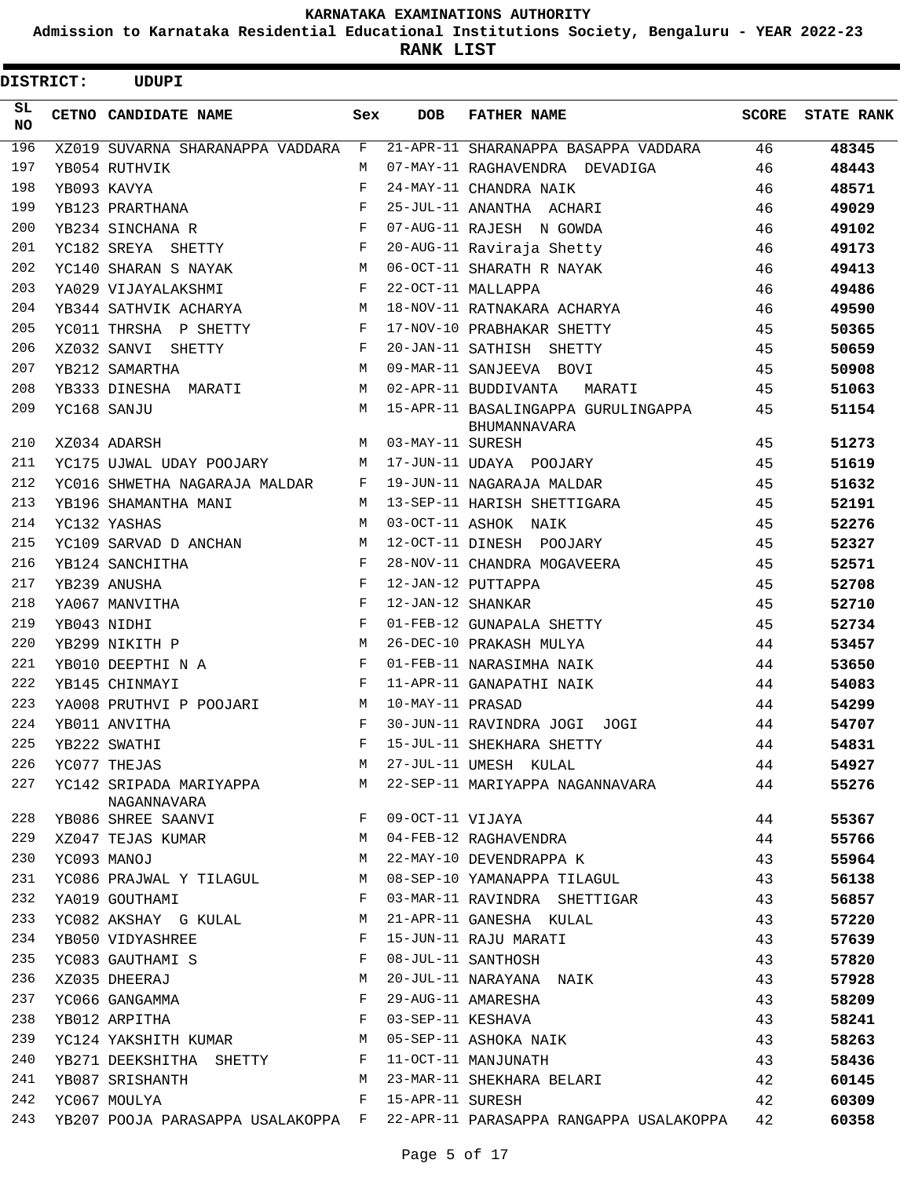**KARNATAKA EXAMINATIONS AUTHORITY**

**Admission to Karnataka Residential Educational Institutions Society, Bengaluru - YEAR 2022-23**

**RANK LIST**

**DISTRICT: UDUPI**

| SL NO | CETNO | CANDIDATE NAME | Sex | DOB | FATHER NAME | SCORE | STATE RANK |
|---|---|---|---|---|---|---|---|
| 196 | XZ019 | SUVARNA SHARANAPPA VADDARA | F | 21-APR-11 | SHARANAPPA BASAPPA VADDARA | 46 | **48345** |
| 197 | YB054 | RUTHVIK | M | 07-MAY-11 | RAGHAVENDRA DEVADIGA | 46 | **48443** |
| 198 | YB093 | KAVYA | F | 24-MAY-11 | CHANDRA NAIK | 46 | **48571** |
| 199 | YB123 | PRARTHANA | F | 25-JUL-11 | ANANTHA ACHARI | 46 | **49029** |
| 200 | YB234 | SINCHANA R | F | 07-AUG-11 | RAJESH N GOWDA | 46 | **49102** |
| 201 | YC182 | SREYA SHETTY | F | 20-AUG-11 | Raviraja Shetty | 46 | **49173** |
| 202 | YC140 | SHARAN S NAYAK | M | 06-OCT-11 | SHARATH R NAYAK | 46 | **49413** |
| 203 | YA029 | VIJAYALAKSHMI | F | 22-OCT-11 | MALLAPPA | 46 | **49486** |
| 204 | YB344 | SATHVIK ACHARYA | M | 18-NOV-11 | RATNAKARA ACHARYA | 46 | **49590** |
| 205 | YC011 | THRSHA P SHETTY | F | 17-NOV-10 | PRABHAKAR SHETTY | 45 | **50365** |
| 206 | XZ032 | SANVI SHETTY | F | 20-JAN-11 | SATHISH SHETTY | 45 | **50659** |
| 207 | YB212 | SAMARTHA | M | 09-MAR-11 | SANJEEVA BOVI | 45 | **50908** |
| 208 | YB333 | DINESHA MARATI | M | 02-APR-11 | BUDDIVANTA MARATI | 45 | **51063** |
| 209 | YC168 | SANJU | M | 15-APR-11 | BASALINGAPPA GURULINGAPPA BHUMANNAVARA | 45 | **51154** |
| 210 | XZ034 | ADARSH | M | 03-MAY-11 | SURESH | 45 | **51273** |
| 211 | YC175 | UJWAL UDAY POOJARY | M | 17-JUN-11 | UDAYA POOJARY | 45 | **51619** |
| 212 | YC016 | SHWETHA NAGARAJA MALDAR | F | 19-JUN-11 | NAGARAJA MALDAR | 45 | **51632** |
| 213 | YB196 | SHAMANTHA MANI | M | 13-SEP-11 | HARISH SHETTIGARA | 45 | **52191** |
| 214 | YC132 | YASHAS | M | 03-OCT-11 | ASHOK NAIK | 45 | **52276** |
| 215 | YC109 | SARVAD D ANCHAN | M | 12-OCT-11 | DINESH POOJARY | 45 | **52327** |
| 216 | YB124 | SANCHITHA | F | 28-NOV-11 | CHANDRA MOGAVEERA | 45 | **52571** |
| 217 | YB239 | ANUSHA | F | 12-JAN-12 | PUTTAPPA | 45 | **52708** |
| 218 | YA067 | MANVITHA | F | 12-JAN-12 | SHANKAR | 45 | **52710** |
| 219 | YB043 | NIDHI | F | 01-FEB-12 | GUNAPALA SHETTY | 45 | **52734** |
| 220 | YB299 | NIKITH P | M | 26-DEC-10 | PRAKASH MULYA | 44 | **53457** |
| 221 | YB010 | DEEPTHI N A | F | 01-FEB-11 | NARASIMHA NAIK | 44 | **53650** |
| 222 | YB145 | CHINMAYI | F | 11-APR-11 | GANAPATHI NAIK | 44 | **54083** |
| 223 | YA008 | PRUTHVI P POOJARI | M | 10-MAY-11 | PRASAD | 44 | **54299** |
| 224 | YB011 | ANVITHA | F | 30-JUN-11 | RAVINDRA JOGI JOGI | 44 | **54707** |
| 225 | YB222 | SWATHI | F | 15-JUL-11 | SHEKHARA SHETTY | 44 | **54831** |
| 226 | YC077 | THEJAS | M | 27-JUL-11 | UMESH KULAL | 44 | **54927** |
| 227 | YC142 | SRIPADA MARIYAPPA NAGANNAVARA | M | 22-SEP-11 | MARIYAPPA NAGANNAVARA | 44 | **55276** |
| 228 | YB086 | SHREE SAANVI | F | 09-OCT-11 | VIJAYA | 44 | **55367** |
| 229 | XZ047 | TEJAS KUMAR | M | 04-FEB-12 | RAGHAVENDRA | 44 | **55766** |
| 230 | YC093 | MANOJ | M | 22-MAY-10 | DEVENDRAPPA K | 43 | **55964** |
| 231 | YC086 | PRAJWAL Y TILAGUL | M | 08-SEP-10 | YAMANAPPA TILAGUL | 43 | **56138** |
| 232 | YA019 | GOUTHAMI | F | 03-MAR-11 | RAVINDRA SHETTIGAR | 43 | **56857** |
| 233 | YC082 | AKSHAY G KULAL | M | 21-APR-11 | GANESHA KULAL | 43 | **57220** |
| 234 | YB050 | VIDYASHREE | F | 15-JUN-11 | RAJU MARATI | 43 | **57639** |
| 235 | YC083 | GAUTHAMI S | F | 08-JUL-11 | SANTHOSH | 43 | **57820** |
| 236 | XZ035 | DHEERAJ | M | 20-JUL-11 | NARAYANA NAIK | 43 | **57928** |
| 237 | YC066 | GANGAMMA | F | 29-AUG-11 | AMARESHA | 43 | **58209** |
| 238 | YB012 | ARPITHA | F | 03-SEP-11 | KESHAVA | 43 | **58241** |
| 239 | YC124 | YAKSHITH KUMAR | M | 05-SEP-11 | ASHOKA NAIK | 43 | **58263** |
| 240 | YB271 | DEEKSHITHA SHETTY | F | 11-OCT-11 | MANJUNATH | 43 | **58436** |
| 241 | YB087 | SRISHANTH | M | 23-MAR-11 | SHEKHARA BELARI | 42 | **60145** |
| 242 | YC067 | MOULYA | F | 15-APR-11 | SURESH | 42 | **60309** |
| 243 | YB207 | POOJA PARASAPPA USALAKOPPA | F | 22-APR-11 | PARASAPPA RANGAPPA USALAKOPPA | 42 | **60358** |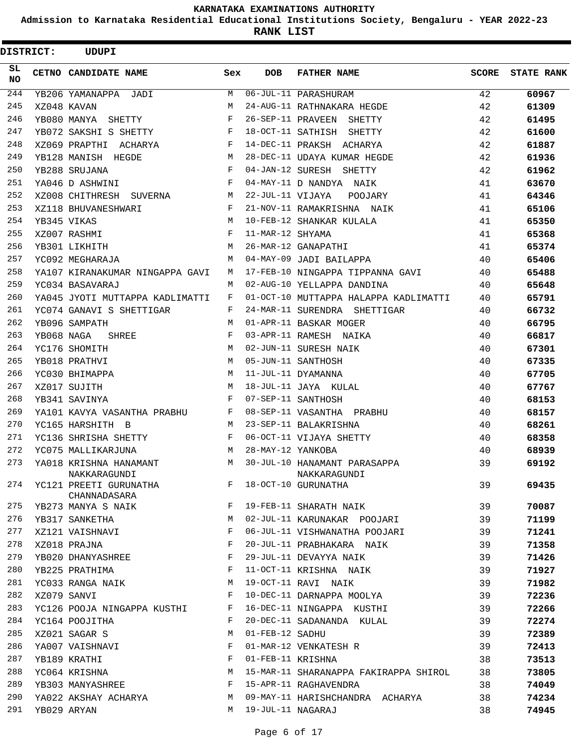**KARNATAKA EXAMINATIONS AUTHORITY**

**Admission to Karnataka Residential Educational Institutions Society, Bengaluru - YEAR 2022-23**

**RANK LIST**

**DISTRICT: UDUPI**

| SL NO | CETNO | CANDIDATE NAME | Sex | DOB | FATHER NAME | SCORE | STATE RANK |
|---|---|---|---|---|---|---|---|
| 244 | YB206 | YAMANAPPA JADI | M | 06-JUL-11 | PARASHURAM | 42 | **60967** |
| 245 | XZ048 | KAVAN | M | 24-AUG-11 | RATHNAKARA HEGDE | 42 | **61309** |
| 246 | YB080 | MANYA SHETTY | F | 26-SEP-11 | PRAVEEN SHETTY | 42 | **61495** |
| 247 | YB072 | SAKSHI S SHETTY | F | 18-OCT-11 | SATHISH SHETTY | 42 | **61600** |
| 248 | XZ069 | PRAPTHI ACHARYA | F | 14-DEC-11 | PRAKSH ACHARYA | 42 | **61887** |
| 249 | YB128 | MANISH HEGDE | M | 28-DEC-11 | UDAYA KUMAR HEGDE | 42 | **61936** |
| 250 | YB288 | SRUJANA | F | 04-JAN-12 | SURESH SHETTY | 42 | **61962** |
| 251 | YA046 | D ASHWINI | F | 04-MAY-11 | D NANDYA NAIK | 41 | **63670** |
| 252 | XZ008 | CHITHRESH SUVERNA | M | 22-JUL-11 | VIJAYA POOJARY | 41 | **64346** |
| 253 | XZ118 | BHUVANESHWARI | F | 21-NOV-11 | RAMAKRISHNA NAIK | 41 | **65106** |
| 254 | YB345 | VIKAS | M | 10-FEB-12 | SHANKAR KULALA | 41 | **65350** |
| 255 | XZ007 | RASHMI | F | 11-MAR-12 | SHYAMA | 41 | **65368** |
| 256 | YB301 | LIKHITH | M | 26-MAR-12 | GANAPATHI | 41 | **65374** |
| 257 | YC092 | MEGHARAJA | M | 04-MAY-09 | JADI BAILAPPA | 40 | **65406** |
| 258 | YA107 | KIRANAKUMAR NINGAPPA GAVI | M | 17-FEB-10 | NINGAPPA TIPPANNA GAVI | 40 | **65488** |
| 259 | YC034 | BASAVARAJ | M | 02-AUG-10 | YELLAPPA DANDINA | 40 | **65648** |
| 260 | YA045 | JYOTI MUTTAPPA KADLIMATTI | F | 01-OCT-10 | MUTTAPPA HALAPPA KADLIMATTI | 40 | **65791** |
| 261 | YC074 | GANAVI S SHETTIGAR | F | 24-MAR-11 | SURENDRA SHETTIGAR | 40 | **66732** |
| 262 | YB096 | SAMPATH | M | 01-APR-11 | BASKAR MOGER | 40 | **66795** |
| 263 | YB068 | NAGA SHREE | F | 03-APR-11 | RAMESH NAIKA | 40 | **66817** |
| 264 | YC176 | SHOMITH | M | 02-JUN-11 | SURESH NAIK | 40 | **67301** |
| 265 | YB018 | PRATHVI | M | 05-JUN-11 | SANTHOSH | 40 | **67335** |
| 266 | YC030 | BHIMAPPA | M | 11-JUL-11 | DYAMANNA | 40 | **67705** |
| 267 | XZ017 | SUJITH | M | 18-JUL-11 | JAYA KULAL | 40 | **67767** |
| 268 | YB341 | SAVINYA | F | 07-SEP-11 | SANTHOSH | 40 | **68153** |
| 269 | YA101 | KAVYA VASANTHA PRABHU | F | 08-SEP-11 | VASANTHA PRABHU | 40 | **68157** |
| 270 | YC165 | HARSHITH B | M | 23-SEP-11 | BALAKRISHNA | 40 | **68261** |
| 271 | YC136 | SHRISHA SHETTY | F | 06-OCT-11 | VIJAYA SHETTY | 40 | **68358** |
| 272 | YC075 | MALLIKARJUNA | M | 28-MAY-12 | YANKOBA | 40 | **68939** |
| 273 | YA018 | KRISHNA HANAMANT NAKKARAGUNDI | M | 30-JUL-10 | HANAMANT PARASAPPA NAKKARAGUNDI | 39 | **69192** |
| 274 | YC121 | PREETI GURUNATHA CHANNADASARA | F | 18-OCT-10 | GURUNATHA | 39 | **69435** |
| 275 | YB273 | MANYA S NAIK | F | 19-FEB-11 | SHARATH NAIK | 39 | **70087** |
| 276 | YB317 | SANKETHA | M | 02-JUL-11 | KARUNAKAR POOJARI | 39 | **71199** |
| 277 | XZ121 | VAISHNAVI | F | 06-JUL-11 | VISHWANATHA POOJARI | 39 | **71241** |
| 278 | XZ018 | PRAJNA | F | 20-JUL-11 | PRABHAKARA NAIK | 39 | **71358** |
| 279 | YB020 | DHANYASHREE | F | 29-JUL-11 | DEVAYYA NAIK | 39 | **71426** |
| 280 | YB225 | PRATHIMA | F | 11-OCT-11 | KRISHNA NAIK | 39 | **71927** |
| 281 | YC033 | RANGA NAIK | M | 19-OCT-11 | RAVI NAIK | 39 | **71982** |
| 282 | XZ079 | SANVI | F | 10-DEC-11 | DARNAPPA MOOLYA | 39 | **72236** |
| 283 | YC126 | POOJA NINGAPPA KUSTHI | F | 16-DEC-11 | NINGAPPA KUSTHI | 39 | **72266** |
| 284 | YC164 | POOJITHA | F | 20-DEC-11 | SADANANDA KULAL | 39 | **72274** |
| 285 | XZ021 | SAGAR S | M | 01-FEB-12 | SADHU | 39 | **72389** |
| 286 | YA007 | VAISHNAVI | F | 01-MAR-12 | VENKATESH R | 39 | **72413** |
| 287 | YB189 | KRATHI | F | 01-FEB-11 | KRISHNA | 38 | **73513** |
| 288 | YC064 | KRISHNA | M | 15-MAR-11 | SHARANAPPA FAKIRAPPA SHIROL | 38 | **73805** |
| 289 | YB303 | MANYASHREE | F | 15-APR-11 | RAGHAVENDRA | 38 | **74049** |
| 290 | YA022 | AKSHAY ACHARYA | M | 09-MAY-11 | HARISHCHANDRA ACHARYA | 38 | **74234** |
| 291 | YB029 | ARYAN | M | 19-JUL-11 | NAGARAJ | 38 | **74945** |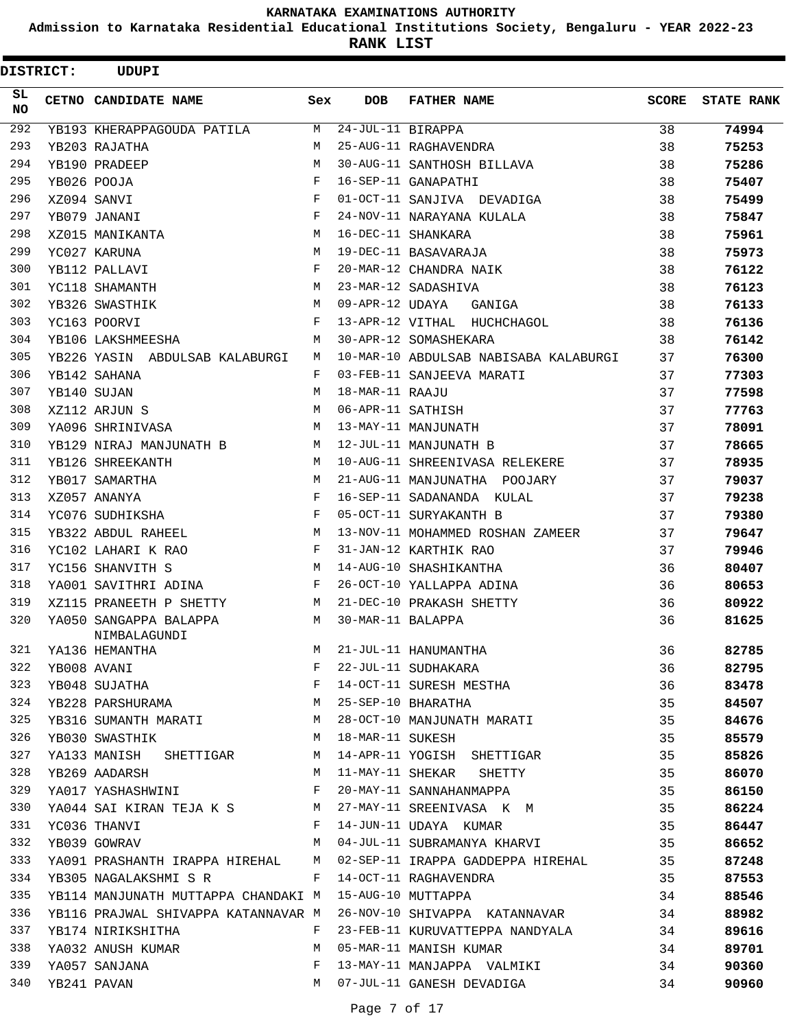# KARNATAKA EXAMINATIONS AUTHORITY

## Admission to Karnataka Residential Educational Institutions Society, Bengaluru - YEAR 2022-23

## RANK LIST

**DISTRICT: UDUPI**

| SL NO | CETNO | CANDIDATE NAME | Sex | DOB | FATHER NAME | SCORE | STATE RANK |
|---|---|---|---|---|---|---|---|
| 292 | YB193 | KHERAPPAGOUDA PATILA | M | 24-JUL-11 | BIRAPPA | 38 | **74994** |
| 293 | YB203 | RAJATHA | M | 25-AUG-11 | RAGHAVENDRA | 38 | **75253** |
| 294 | YB190 | PRADEEP | M | 30-AUG-11 | SANTHOSH BILLAVA | 38 | **75286** |
| 295 | YB026 | POOJA | F | 16-SEP-11 | GANAPATHI | 38 | **75407** |
| 296 | XZ094 | SANVI | F | 01-OCT-11 | SANJIVA DEVADIGA | 38 | **75499** |
| 297 | YB079 | JANANI | F | 24-NOV-11 | NARAYANA KULALA | 38 | **75847** |
| 298 | XZ015 | MANIKANTA | M | 16-DEC-11 | SHANKARA | 38 | **75961** |
| 299 | YC027 | KARUNA | M | 19-DEC-11 | BASAVARAJA | 38 | **75973** |
| 300 | YB112 | PALLAVI | F | 20-MAR-12 | CHANDRA NAIK | 38 | **76122** |
| 301 | YC118 | SHAMANTH | M | 23-MAR-12 | SADASHIVA | 38 | **76123** |
| 302 | YB326 | SWASTHIK | M | 09-APR-12 | UDAYA GANIGA | 38 | **76133** |
| 303 | YC163 | POORVI | F | 13-APR-12 | VITHAL HUCHCHAGOL | 38 | **76136** |
| 304 | YB106 | LAKSHMEESHA | M | 30-APR-12 | SOMASHEKARA | 38 | **76142** |
| 305 | YB226 | YASIN ABDULSAB KALABURGI | M | 10-MAR-10 | ABDULSAB NABISABA KALABURGI | 37 | **76300** |
| 306 | YB142 | SAHANA | F | 03-FEB-11 | SANJEEVA MARATI | 37 | **77303** |
| 307 | YB140 | SUJAN | M | 18-MAR-11 | RAAJU | 37 | **77598** |
| 308 | XZ112 | ARJUN S | M | 06-APR-11 | SATHISH | 37 | **77763** |
| 309 | YA096 | SHRINIVASA | M | 13-MAY-11 | MANJUNATH | 37 | **78091** |
| 310 | YB129 | NIRAJ MANJUNATH B | M | 12-JUL-11 | MANJUNATH B | 37 | **78665** |
| 311 | YB126 | SHREEKANTH | M | 10-AUG-11 | SHREENIVASA RELEKERE | 37 | **78935** |
| 312 | YB017 | SAMARTHA | M | 21-AUG-11 | MANJUNATHA POOJARY | 37 | **79037** |
| 313 | XZ057 | ANANYA | F | 16-SEP-11 | SADANANDA KULAL | 37 | **79238** |
| 314 | YC076 | SUDHIKSHA | F | 05-OCT-11 | SURYAKANTH B | 37 | **79380** |
| 315 | YB322 | ABDUL RAHEEL | M | 13-NOV-11 | MOHAMMED ROSHAN ZAMEER | 37 | **79647** |
| 316 | YC102 | LAHARI K RAO | F | 31-JAN-12 | KARTHIK RAO | 37 | **79946** |
| 317 | YC156 | SHANVITH S | M | 14-AUG-10 | SHASHIKANTHA | 36 | **80407** |
| 318 | YA001 | SAVITHRI ADINA | F | 26-OCT-10 | YALLAPPA ADINA | 36 | **80653** |
| 319 | XZ115 | PRANEETH P SHETTY | M | 21-DEC-10 | PRAKASH SHETTY | 36 | **80922** |
| 320 | YA050 | SANGAPPA BALAPPA NIMBALAGUNDI | M | 30-MAR-11 | BALAPPA | 36 | **81625** |
| 321 | YA136 | HEMANTHA | M | 21-JUL-11 | HANUMANTHA | 36 | **82785** |
| 322 | YB008 | AVANI | F | 22-JUL-11 | SUDHAKARA | 36 | **82795** |
| 323 | YB048 | SUJATHA | F | 14-OCT-11 | SURESH MESTHA | 36 | **83478** |
| 324 | YB228 | PARSHURAMA | M | 25-SEP-10 | BHARATHA | 35 | **84507** |
| 325 | YB316 | SUMANTH MARATI | M | 28-OCT-10 | MANJUNATH MARATI | 35 | **84676** |
| 326 | YB030 | SWASTHIK | M | 18-MAR-11 | SUKESH | 35 | **85579** |
| 327 | YA133 | MANISH SHETTIGAR | M | 14-APR-11 | YOGISH SHETTIGAR | 35 | **85826** |
| 328 | YB269 | AADARSH | M | 11-MAY-11 | SHEKAR SHETTY | 35 | **86070** |
| 329 | YA017 | YASHASHWINI | F | 20-MAY-11 | SANNAHANMAPPA | 35 | **86150** |
| 330 | YA044 | SAI KIRAN TEJA K S | M | 27-MAY-11 | SREENIVASA K M | 35 | **86224** |
| 331 | YC036 | THANVI | F | 14-JUN-11 | UDAYA KUMAR | 35 | **86447** |
| 332 | YB039 | GOWRAV | M | 04-JUL-11 | SUBRAMANYA KHARVI | 35 | **86652** |
| 333 | YA091 | PRASHANTH IRAPPA HIREHAL | M | 02-SEP-11 | IRAPPA GADDEPPA HIREHAL | 35 | **87248** |
| 334 | YB305 | NAGALAKSHMI S R | F | 14-OCT-11 | RAGHAVENDRA | 35 | **87553** |
| 335 | YB114 | MANJUNATH MUTTAPPA CHANDAKI | M | 15-AUG-10 | MUTTAPPA | 34 | **88546** |
| 336 | YB116 | PRAJWAL SHIVAPPA KATANNAVAR | M | 26-NOV-10 | SHIVAPPA KATANNAVAR | 34 | **88982** |
| 337 | YB174 | NIRIKSHITHA | F | 23-FEB-11 | KURUVATTEPPA NANDYALA | 34 | **89616** |
| 338 | YA032 | ANUSH KUMAR | M | 05-MAR-11 | MANISH KUMAR | 34 | **89701** |
| 339 | YA057 | SANJANA | F | 13-MAY-11 | MANJAPPA VALMIKI | 34 | **90360** |
| 340 | YB241 | PAVAN | M | 07-JUL-11 | GANESH DEVADIGA | 34 | **90960** |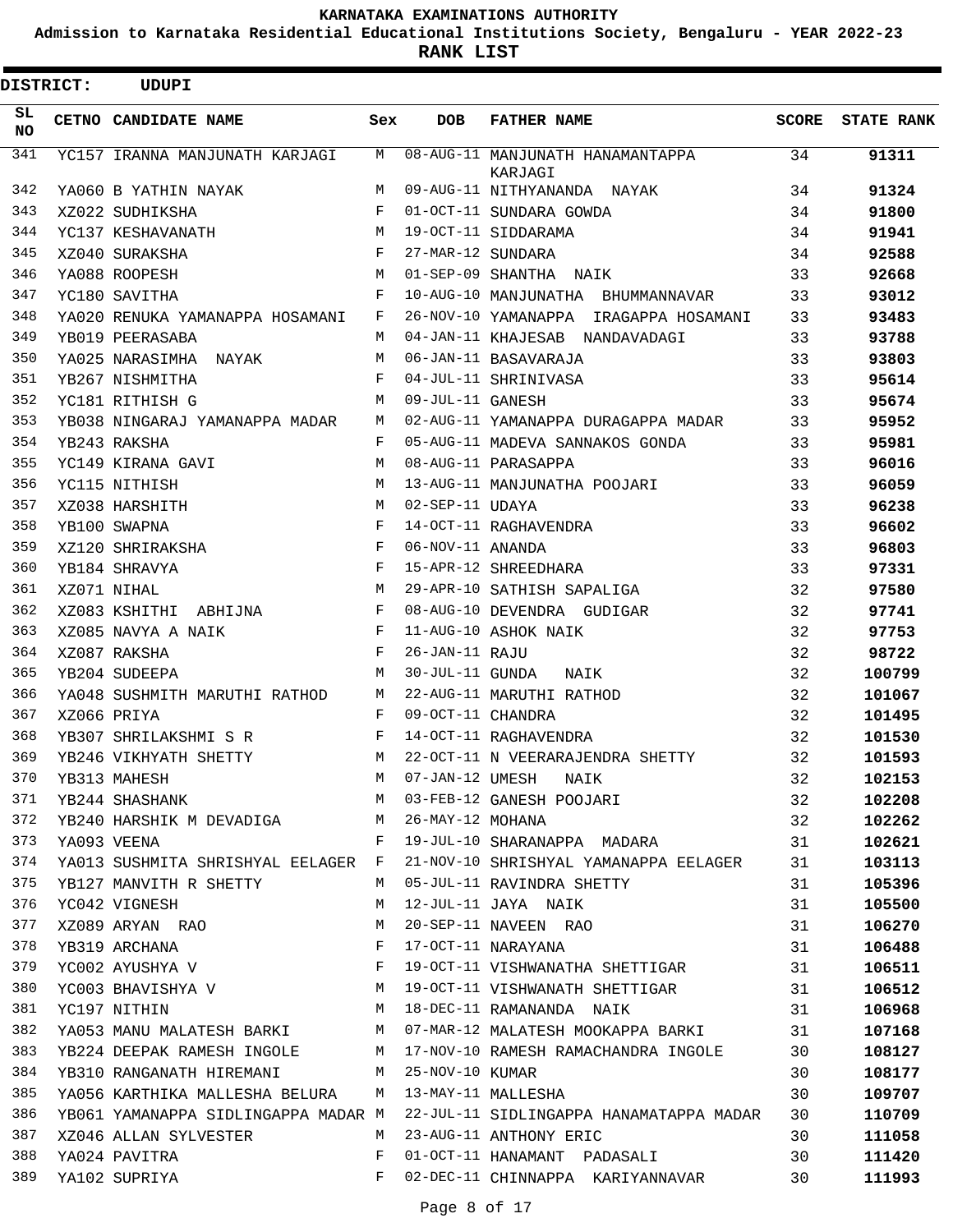# KARNATAKA EXAMINATIONS AUTHORITY

**Admission to Karnataka Residential Educational Institutions Society, Bengaluru - YEAR 2022-23**

**RANK LIST**

**DISTRICT: UDUPI**

| SL NO | CETNO | CANDIDATE NAME | Sex | DOB | FATHER NAME | SCORE | STATE RANK |
|---|---|---|---|---|---|---|---|
| 341 | YC157 | IRANNA MANJUNATH KARJAGI | M | 08-AUG-11 | MANJUNATH HANAMANTAPPA KARJAGI | 34 | **91311** |
| 342 | YA060 | B YATHIN NAYAK | M | 09-AUG-11 | NITHYANANDA NAYAK | 34 | **91324** |
| 343 | XZ022 | SUDHIKSHA | F | 01-OCT-11 | SUNDARA GOWDA | 34 | **91800** |
| 344 | YC137 | KESHAVANATH | M | 19-OCT-11 | SIDDARAMA | 34 | **91941** |
| 345 | XZ040 | SURAKSHA | F | 27-MAR-12 | SUNDARA | 34 | **92588** |
| 346 | YA088 | ROOPESH | M | 01-SEP-09 | SHANTHA NAIK | 33 | **92668** |
| 347 | YC180 | SAVITHA | F | 10-AUG-10 | MANJUNATHA BHUMMANNAVAR | 33 | **93012** |
| 348 | YA020 | RENUKA YAMANAPPA HOSAMANI | F | 26-NOV-10 | YAMANAPPA IRAGAPPA HOSAMANI | 33 | **93483** |
| 349 | YB019 | PEERASABA | M | 04-JAN-11 | KHAJESAB NANDAVADAGI | 33 | **93788** |
| 350 | YA025 | NARASIMHA NAYAK | M | 06-JAN-11 | BASAVARAJA | 33 | **93803** |
| 351 | YB267 | NISHMITHA | F | 04-JUL-11 | SHRINIVASA | 33 | **95614** |
| 352 | YC181 | RITHISH G | M | 09-JUL-11 | GANESH | 33 | **95674** |
| 353 | YB038 | NINGARAJ YAMANAPPA MADAR | M | 02-AUG-11 | YAMANAPPA DURAGAPPA MADAR | 33 | **95952** |
| 354 | YB243 | RAKSHA | F | 05-AUG-11 | MADEVA SANNAKOS GONDA | 33 | **95981** |
| 355 | YC149 | KIRANA GAVI | M | 08-AUG-11 | PARASAPPA | 33 | **96016** |
| 356 | YC115 | NITHISH | M | 13-AUG-11 | MANJUNATHA POOJARI | 33 | **96059** |
| 357 | XZ038 | HARSHITH | M | 02-SEP-11 | UDAYA | 33 | **96238** |
| 358 | YB100 | SWAPNA | F | 14-OCT-11 | RAGHAVENDRA | 33 | **96602** |
| 359 | XZ120 | SHRIRAKSHA | F | 06-NOV-11 | ANANDA | 33 | **96803** |
| 360 | YB184 | SHRAVYA | F | 15-APR-12 | SHREEDHARA | 33 | **97331** |
| 361 | XZ071 | NIHAL | M | 29-APR-10 | SATHISH SAPALIGA | 32 | **97580** |
| 362 | XZ083 | KSHITHI ABHIJNA | F | 08-AUG-10 | DEVENDRA GUDIGAR | 32 | **97741** |
| 363 | XZ085 | NAVYA A NAIK | F | 11-AUG-10 | ASHOK NAIK | 32 | **97753** |
| 364 | XZ087 | RAKSHA | F | 26-JAN-11 | RAJU | 32 | **98722** |
| 365 | YB204 | SUDEEPA | M | 30-JUL-11 | GUNDA NAIK | 32 | **100799** |
| 366 | YA048 | SUSHMITH MARUTHI RATHOD | M | 22-AUG-11 | MARUTHI RATHOD | 32 | **101067** |
| 367 | XZ066 | PRIYA | F | 09-OCT-11 | CHANDRA | 32 | **101495** |
| 368 | YB307 | SHRILAKSHMI S R | F | 14-OCT-11 | RAGHAVENDRA | 32 | **101530** |
| 369 | YB246 | VIKHYATH SHETTY | M | 22-OCT-11 | N VEERARAJENDRA SHETTY | 32 | **101593** |
| 370 | YB313 | MAHESH | M | 07-JAN-12 | UMESH NAIK | 32 | **102153** |
| 371 | YB244 | SHASHANK | M | 03-FEB-12 | GANESH POOJARI | 32 | **102208** |
| 372 | YB240 | HARSHIK M DEVADIGA | M | 26-MAY-12 | MOHANA | 32 | **102262** |
| 373 | YA093 | VEENA | F | 19-JUL-10 | SHARANAPPA MADARA | 31 | **102621** |
| 374 | YA013 | SUSHMITA SHRISHYAL EELAGER | F | 21-NOV-10 | SHRISHYAL YAMANAPPA EELAGER | 31 | **103113** |
| 375 | YB127 | MANVITH R SHETTY | M | 05-JUL-11 | RAVINDRA SHETTY | 31 | **105396** |
| 376 | YC042 | VIGNESH | M | 12-JUL-11 | JAYA NAIK | 31 | **105500** |
| 377 | XZ089 | ARYAN RAO | M | 20-SEP-11 | NAVEEN RAO | 31 | **106270** |
| 378 | YB319 | ARCHANA | F | 17-OCT-11 | NARAYANA | 31 | **106488** |
| 379 | YC002 | AYUSHYA V | F | 19-OCT-11 | VISHWANATHA SHETTIGAR | 31 | **106511** |
| 380 | YC003 | BHAVISHYA V | M | 19-OCT-11 | VISHWANATH SHETTIGAR | 31 | **106512** |
| 381 | YC197 | NITHIN | M | 18-DEC-11 | RAMANANDA NAIK | 31 | **106968** |
| 382 | YA053 | MANU MALATESH BARKI | M | 07-MAR-12 | MALATESH MOOKAPPA BARKI | 31 | **107168** |
| 383 | YB224 | DEEPAK RAMESH INGOLE | M | 17-NOV-10 | RAMESH RAMACHANDRA INGOLE | 30 | **108127** |
| 384 | YB310 | RANGANATH HIREMANI | M | 25-NOV-10 | KUMAR | 30 | **108177** |
| 385 | YA056 | KARTHIKA MALLESHA BELURA | M | 13-MAY-11 | MALLESHA | 30 | **109707** |
| 386 | YB061 | YAMANAPPA SIDLINGAPPA MADAR | M | 22-JUL-11 | SIDLINGAPPA HANAMATAPPA MADAR | 30 | **110709** |
| 387 | XZ046 | ALLAN SYLVESTER | M | 23-AUG-11 | ANTHONY ERIC | 30 | **111058** |
| 388 | YA024 | PAVITRA | F | 01-OCT-11 | HANAMANT PADASALI | 30 | **111420** |
| 389 | YA102 | SUPRIYA | F | 02-DEC-11 | CHINNAPPA KARIYANNAVAR | 30 | **111993** |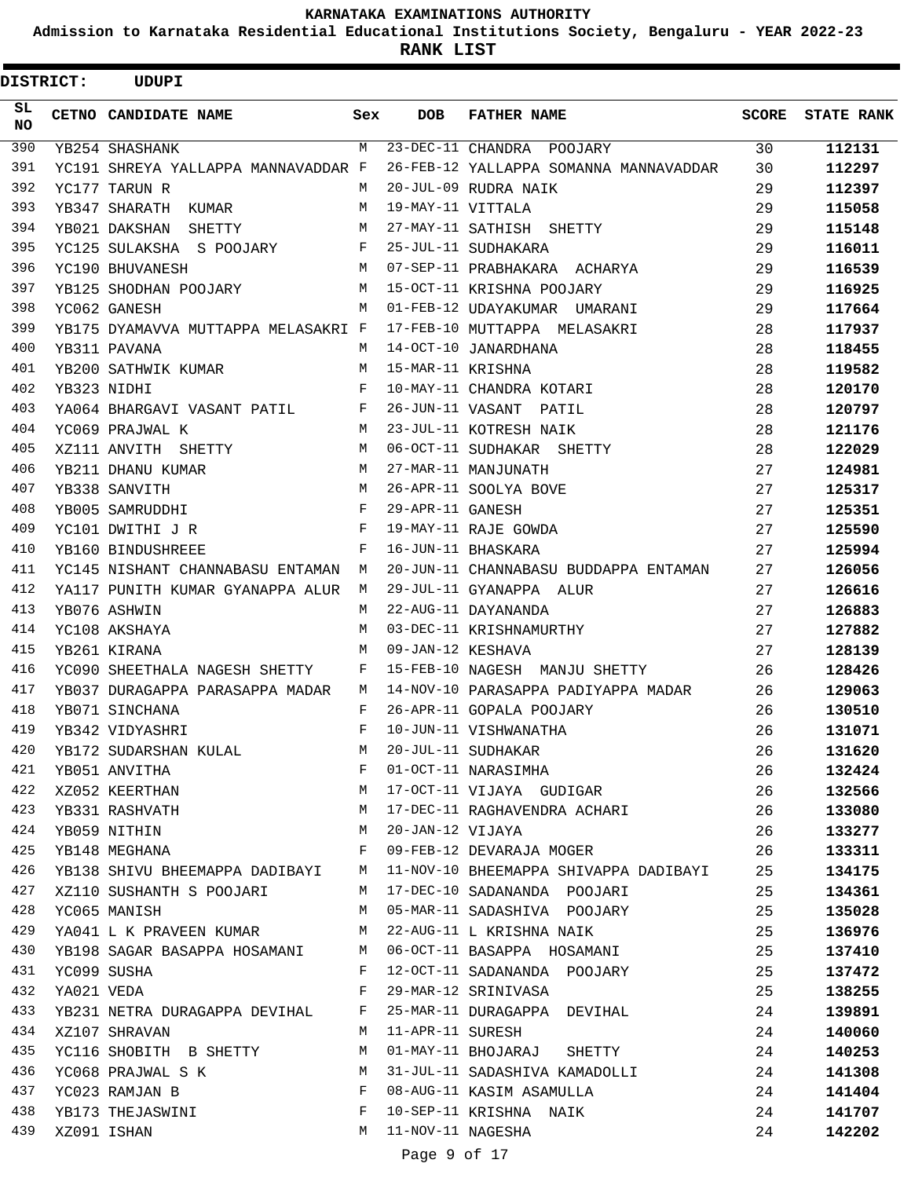# KARNATAKA EXAMINATIONS AUTHORITY

**Admission to Karnataka Residential Educational Institutions Society, Bengaluru - YEAR 2022-23**

**RANK LIST**

**DISTRICT: UDUPI**

| SL NO | CETNO | CANDIDATE NAME | Sex | DOB | FATHER NAME | SCORE | STATE RANK |
|---|---|---|---|---|---|---|---|
| 390 | YB254 | SHASHANK | M | 23-DEC-11 | CHANDRA POOJARY | 30 | **112131** |
| 391 | YC191 | SHREYA YALLAPPA MANNAVADDAR | F | 26-FEB-12 | YALLAPPA SOMANNA MANNAVADDAR | 30 | **112297** |
| 392 | YC177 | TARUN R | M | 20-JUL-09 | RUDRA NAIK | 29 | **112397** |
| 393 | YB347 | SHARATH KUMAR | M | 19-MAY-11 | VITTALA | 29 | **115058** |
| 394 | YB021 | DAKSHAN SHETTY | M | 27-MAY-11 | SATHISH SHETTY | 29 | **115148** |
| 395 | YC125 | SULAKSHA S POOJARY | F | 25-JUL-11 | SUDHAKARA | 29 | **116011** |
| 396 | YC190 | BHUVANESH | M | 07-SEP-11 | PRABHAKARA ACHARYA | 29 | **116539** |
| 397 | YB125 | SHODHAN POOJARY | M | 15-OCT-11 | KRISHNA POOJARY | 29 | **116925** |
| 398 | YC062 | GANESH | M | 01-FEB-12 | UDAYAKUMAR UMARANI | 29 | **117664** |
| 399 | YB175 | DYAMAVVA MUTTAPPA MELASAKRI | F | 17-FEB-10 | MUTTAPPA MELASAKRI | 28 | **117937** |
| 400 | YB311 | PAVANA | M | 14-OCT-10 | JANARDHANA | 28 | **118455** |
| 401 | YB200 | SATHWIK KUMAR | M | 15-MAR-11 | KRISHNA | 28 | **119582** |
| 402 | YB323 | NIDHI | F | 10-MAY-11 | CHANDRA KOTARI | 28 | **120170** |
| 403 | YA064 | BHARGAVI VASANT PATIL | F | 26-JUN-11 | VASANT PATIL | 28 | **120797** |
| 404 | YC069 | PRAJWAL K | M | 23-JUL-11 | KOTRESH NAIK | 28 | **121176** |
| 405 | XZ111 | ANVITH SHETTY | M | 06-OCT-11 | SUDHAKAR SHETTY | 28 | **122029** |
| 406 | YB211 | DHANU KUMAR | M | 27-MAR-11 | MANJUNATH | 27 | **124981** |
| 407 | YB338 | SANVITH | M | 26-APR-11 | SOOLYA BOVE | 27 | **125317** |
| 408 | YB005 | SAMRUDDHI | F | 29-APR-11 | GANESH | 27 | **125351** |
| 409 | YC101 | DWITHI J R | F | 19-MAY-11 | RAJE GOWDA | 27 | **125590** |
| 410 | YB160 | BINDUSHREEE | F | 16-JUN-11 | BHASKARA | 27 | **125994** |
| 411 | YC145 | NISHANT CHANNABASU ENTAMAN | M | 20-JUN-11 | CHANNABASU BUDDAPPA ENTAMAN | 27 | **126056** |
| 412 | YA117 | PUNITH KUMAR GYANAPPA ALUR | M | 29-JUL-11 | GYANAPPA ALUR | 27 | **126616** |
| 413 | YB076 | ASHWIN | M | 22-AUG-11 | DAYANANDA | 27 | **126883** |
| 414 | YC108 | AKSHAYA | M | 03-DEC-11 | KRISHNAMURTHY | 27 | **127882** |
| 415 | YB261 | KIRANA | M | 09-JAN-12 | KESHAVA | 27 | **128139** |
| 416 | YC090 | SHEETHALA NAGESH SHETTY | F | 15-FEB-10 | NAGESH MANJU SHETTY | 26 | **128426** |
| 417 | YB037 | DURAGAPPA PARASAPPA MADAR | M | 14-NOV-10 | PARASAPPA PADIYAPPA MADAR | 26 | **129063** |
| 418 | YB071 | SINCHANA | F | 26-APR-11 | GOPALA POOJARY | 26 | **130510** |
| 419 | YB342 | VIDYASHRI | F | 10-JUN-11 | VISHWANATHA | 26 | **131071** |
| 420 | YB172 | SUDARSHAN KULAL | M | 20-JUL-11 | SUDHAKAR | 26 | **131620** |
| 421 | YB051 | ANVITHA | F | 01-OCT-11 | NARASIMHA | 26 | **132424** |
| 422 | XZ052 | KEERTHAN | M | 17-OCT-11 | VIJAYA GUDIGAR | 26 | **132566** |
| 423 | YB331 | RASHVATH | M | 17-DEC-11 | RAGHAVENDRA ACHARI | 26 | **133080** |
| 424 | YB059 | NITHIN | M | 20-JAN-12 | VIJAYA | 26 | **133277** |
| 425 | YB148 | MEGHANA | F | 09-FEB-12 | DEVARAJA MOGER | 26 | **133311** |
| 426 | YB138 | SHIVU BHEEMAPPA DADIBAYI | M | 11-NOV-10 | BHEEMAPPA SHIVAPPA DADIBAYI | 25 | **134175** |
| 427 | XZ110 | SUSHANTH S POOJARI | M | 17-DEC-10 | SADANANDA POOJARI | 25 | **134361** |
| 428 | YC065 | MANISH | M | 05-MAR-11 | SADASHIVA POOJARY | 25 | **135028** |
| 429 | YA041 | L K PRAVEEN KUMAR | M | 22-AUG-11 | L KRISHNA NAIK | 25 | **136976** |
| 430 | YB198 | SAGAR BASAPPA HOSAMANI | M | 06-OCT-11 | BASAPPA HOSAMANI | 25 | **137410** |
| 431 | YC099 | SUSHA | F | 12-OCT-11 | SADANANDA POOJARY | 25 | **137472** |
| 432 | YA021 | VEDA | F | 29-MAR-12 | SRINIVASA | 25 | **138255** |
| 433 | YB231 | NETRA DURAGAPPA DEVIHAL | F | 25-MAR-11 | DURAGAPPA DEVIHAL | 24 | **139891** |
| 434 | XZ107 | SHRAVAN | M | 11-APR-11 | SURESH | 24 | **140060** |
| 435 | YC116 | SHOBITH B SHETTY | M | 01-MAY-11 | BHOJARAJ SHETTY | 24 | **140253** |
| 436 | YC068 | PRAJWAL S K | M | 31-JUL-11 | SADASHIVA KAMADOLLI | 24 | **141308** |
| 437 | YC023 | RAMJAN B | F | 08-AUG-11 | KASIM ASAMULLA | 24 | **141404** |
| 438 | YB173 | THEJASWINI | F | 10-SEP-11 | KRISHNA NAIK | 24 | **141707** |
| 439 | XZ091 | ISHAN | M | 11-NOV-11 | NAGESHA | 24 | **142202** |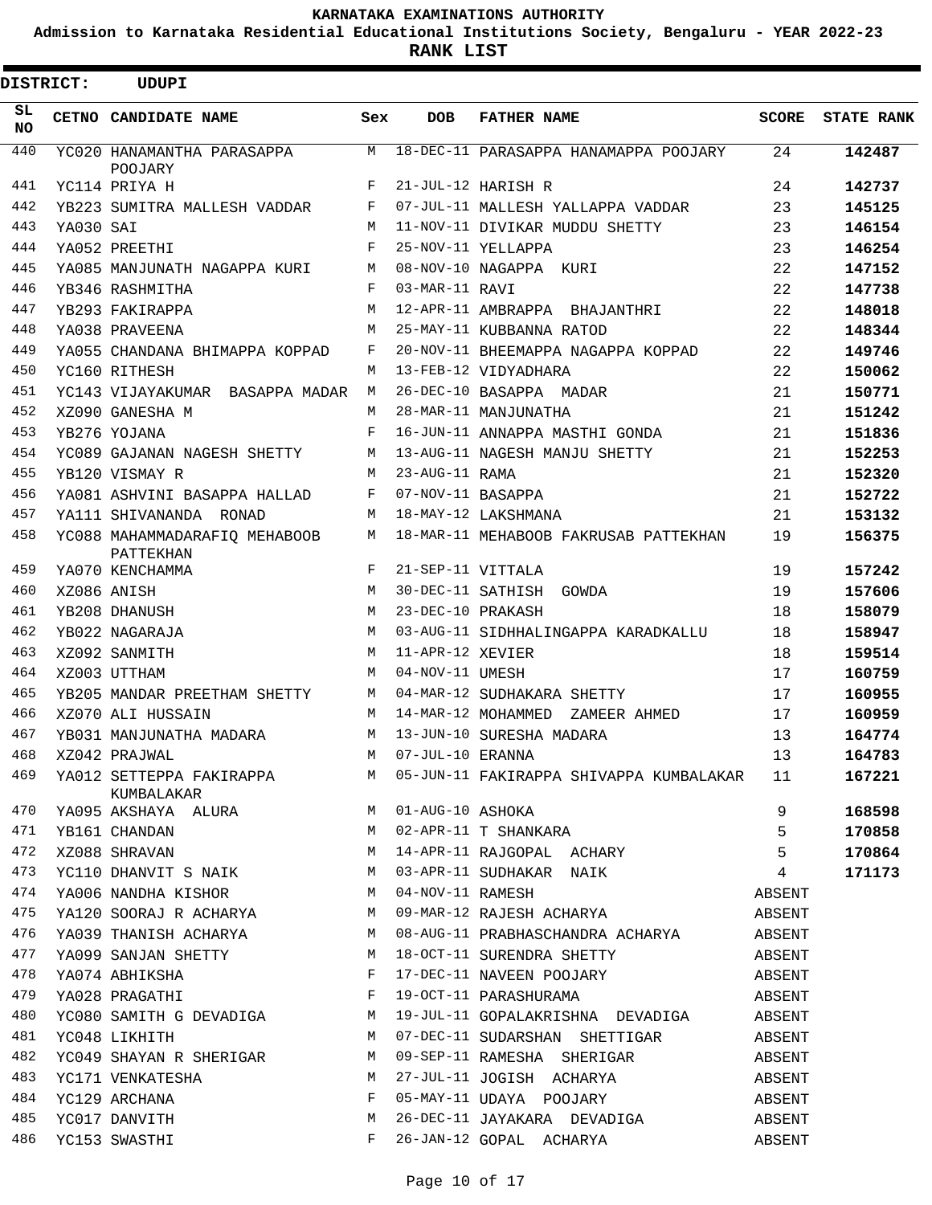# KARNATAKA EXAMINATIONS AUTHORITY

**Admission to Karnataka Residential Educational Institutions Society, Bengaluru - YEAR 2022-23**

**RANK LIST**

**DISTRICT: UDUPI**

| SL NO | CETNO | CANDIDATE NAME | Sex | DOB | FATHER NAME | SCORE | STATE RANK |
|---|---|---|---|---|---|---|---|
| 440 | YC020 | HANAMANTHA PARASAPPA POOJARY | M | 18-DEC-11 | PARASAPPA HANAMAPPA POOJARY | 24 | **142487** |
| 441 | YC114 | PRIYA H | F | 21-JUL-12 | HARISH R | 24 | **142737** |
| 442 | YB223 | SUMITRA MALLESH VADDAR | F | 07-JUL-11 | MALLESH YALLAPPA VADDAR | 23 | **145125** |
| 443 | YA030 | SAI | M | 11-NOV-11 | DIVIKAR MUDDU SHETTY | 23 | **146154** |
| 444 | YA052 | PREETHI | F | 25-NOV-11 | YELLAPPA | 23 | **146254** |
| 445 | YA085 | MANJUNATH NAGAPPA KURI | M | 08-NOV-10 | NAGAPPA KURI | 22 | **147152** |
| 446 | YB346 | RASHMITHA | F | 03-MAR-11 | RAVI | 22 | **147738** |
| 447 | YB293 | FAKIRAPPA | M | 12-APR-11 | AMBRAPPA BHAJANTHRI | 22 | **148018** |
| 448 | YA038 | PRAVEENA | M | 25-MAY-11 | KUBBANNA RATOD | 22 | **148344** |
| 449 | YA055 | CHANDANA BHIMAPPA KOPPAD | F | 20-NOV-11 | BHEEMAPPA NAGAPPA KOPPAD | 22 | **149746** |
| 450 | YC160 | RITHESH | M | 13-FEB-12 | VIDYADHARA | 22 | **150062** |
| 451 | YC143 | VIJAYAKUMAR BASAPPA MADAR | M | 26-DEC-10 | BASAPPA MADAR | 21 | **150771** |
| 452 | XZ090 | GANESHA M | M | 28-MAR-11 | MANJUNATHA | 21 | **151242** |
| 453 | YB276 | YOJANA | F | 16-JUN-11 | ANNAPPA MASTHI GONDA | 21 | **151836** |
| 454 | YC089 | GAJANAN NAGESH SHETTY | M | 13-AUG-11 | NAGESH MANJU SHETTY | 21 | **152253** |
| 455 | YB120 | VISMAY R | M | 23-AUG-11 | RAMA | 21 | **152320** |
| 456 | YA081 | ASHVINI BASAPPA HALLAD | F | 07-NOV-11 | BASAPPA | 21 | **152722** |
| 457 | YA111 | SHIVANANDA RONAD | M | 18-MAY-12 | LAKSHMANA | 21 | **153132** |
| 458 | YC088 | MAHAMMADARAFIQ MEHABOOB PATTEKHAN | M | 18-MAR-11 | MEHABOOB FAKRUSAB PATTEKHAN | 19 | **156375** |
| 459 | YA070 | KENCHAMMA | F | 21-SEP-11 | VITTALA | 19 | **157242** |
| 460 | XZ086 | ANISH | M | 30-DEC-11 | SATHISH GOWDA | 19 | **157606** |
| 461 | YB208 | DHANUSH | M | 23-DEC-10 | PRAKASH | 18 | **158079** |
| 462 | YB022 | NAGARAJA | M | 03-AUG-11 | SIDHHALINGAPPA KARADKALLU | 18 | **158947** |
| 463 | XZ092 | SANMITH | M | 11-APR-12 | XEVIER | 18 | **159514** |
| 464 | XZ003 | UTTHAM | M | 04-NOV-11 | UMESH | 17 | **160759** |
| 465 | YB205 | MANDAR PREETHAM SHETTY | M | 04-MAR-12 | SUDHAKARA SHETTY | 17 | **160955** |
| 466 | XZ070 | ALI HUSSAIN | M | 14-MAR-12 | MOHAMMED ZAMEER AHMED | 17 | **160959** |
| 467 | YB031 | MANJUNATHA MADARA | M | 13-JUN-10 | SURESHA MADARA | 13 | **164774** |
| 468 | XZ042 | PRAJWAL | M | 07-JUL-10 | ERANNA | 13 | **164783** |
| 469 | YA012 | SETTEPPA FAKIRAPPA KUMBALAKAR | M | 05-JUN-11 | FAKIRAPPA SHIVAPPA KUMBALAKAR | 11 | **167221** |
| 470 | YA095 | AKSHAYA ALURA | M | 01-AUG-10 | ASHOKA | 9 | **168598** |
| 471 | YB161 | CHANDAN | M | 02-APR-11 | T SHANKARA | 5 | **170858** |
| 472 | XZ088 | SHRAVAN | M | 14-APR-11 | RAJGOPAL ACHARY | 5 | **170864** |
| 473 | YC110 | DHANVIT S NAIK | M | 03-APR-11 | SUDHAKAR NAIK | 4 | **171173** |
| 474 | YA006 | NANDHA KISHOR | M | 04-NOV-11 | RAMESH | ABSENT | |
| 475 | YA120 | SOORAJ R ACHARYA | M | 09-MAR-12 | RAJESH ACHARYA | ABSENT | |
| 476 | YA039 | THANISH ACHARYA | M | 08-AUG-11 | PRABHASCHANDRA ACHARYA | ABSENT | |
| 477 | YA099 | SANJAN SHETTY | M | 18-OCT-11 | SURENDRA SHETTY | ABSENT | |
| 478 | YA074 | ABHIKSHA | F | 17-DEC-11 | NAVEEN POOJARY | ABSENT | |
| 479 | YA028 | PRAGATHI | F | 19-OCT-11 | PARASHURAMA | ABSENT | |
| 480 | YC080 | SAMITH G DEVADIGA | M | 19-JUL-11 | GOPALAKRISHNA DEVADIGA | ABSENT | |
| 481 | YC048 | LIKHITH | M | 07-DEC-11 | SUDARSHAN SHETTIGAR | ABSENT | |
| 482 | YC049 | SHAYAN R SHERIGAR | M | 09-SEP-11 | RAMESHA SHERIGAR | ABSENT | |
| 483 | YC171 | VENKATESHA | M | 27-JUL-11 | JOGISH ACHARYA | ABSENT | |
| 484 | YC129 | ARCHANA | F | 05-MAY-11 | UDAYA POOJARY | ABSENT | |
| 485 | YC017 | DANVITH | M | 26-DEC-11 | JAYAKARA DEVADIGA | ABSENT | |
| 486 | YC153 | SWASTHI | F | 26-JAN-12 | GOPAL ACHARYA | ABSENT | |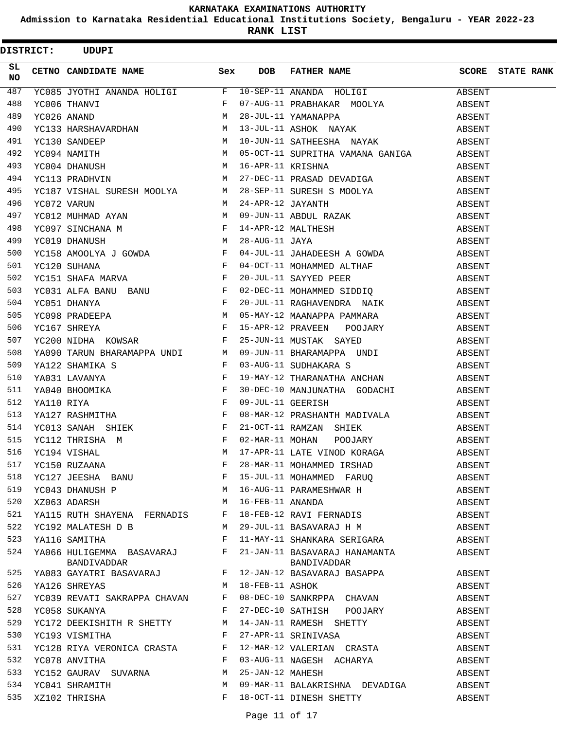# KARNATAKA EXAMINATIONS AUTHORITY

**Admission to Karnataka Residential Educational Institutions Society, Bengaluru - YEAR 2022-23**

**RANK LIST**

**DISTRICT: UDUPI**

| SL NO | CETNO | CANDIDATE NAME | Sex | DOB | FATHER NAME | SCORE | STATE RANK |
|---|---|---|---|---|---|---|---|
| 487 | YC085 | JYOTHI ANANDA HOLIGI | F | 10-SEP-11 | ANANDA HOLIGI | ABSENT | |
| 488 | YC006 | THANVI | F | 07-AUG-11 | PRABHAKAR MOOLYA | ABSENT | |
| 489 | YC026 | ANAND | M | 28-JUL-11 | YAMANAPPA | ABSENT | |
| 490 | YC133 | HARSHAVARDHAN | M | 13-JUL-11 | ASHOK NAYAK | ABSENT | |
| 491 | YC130 | SANDEEP | M | 10-JUN-11 | SATHEESHA NAYAK | ABSENT | |
| 492 | YC094 | NAMITH | M | 05-OCT-11 | SUPRITHA VAMANA GANIGA | ABSENT | |
| 493 | YC004 | DHANUSH | M | 16-APR-11 | KRISHNA | ABSENT | |
| 494 | YC113 | PRADHVIN | M | 27-DEC-11 | PRASAD DEVADIGA | ABSENT | |
| 495 | YC187 | VISHAL SURESH MOOLYA | M | 28-SEP-11 | SURESH S MOOLYA | ABSENT | |
| 496 | YC072 | VARUN | M | 24-APR-12 | JAYANTH | ABSENT | |
| 497 | YC012 | MUHMAD AYAN | M | 09-JUN-11 | ABDUL RAZAK | ABSENT | |
| 498 | YC097 | SINCHANA M | F | 14-APR-12 | MALTHESH | ABSENT | |
| 499 | YC019 | DHANUSH | M | 28-AUG-11 | JAYA | ABSENT | |
| 500 | YC158 | AMOOLYA J GOWDA | F | 04-JUL-11 | JAHADEESH A GOWDA | ABSENT | |
| 501 | YC120 | SUHANA | F | 04-OCT-11 | MOHAMMED ALTHAF | ABSENT | |
| 502 | YC151 | SHAFA MARVA | F | 20-JUL-11 | SAYYED PEER | ABSENT | |
| 503 | YC031 | ALFA BANU BANU | F | 02-DEC-11 | MOHAMMED SIDDIQ | ABSENT | |
| 504 | YC051 | DHANYA | F | 20-JUL-11 | RAGHAVENDRA NAIK | ABSENT | |
| 505 | YC098 | PRADEEPA | M | 05-MAY-12 | MAANAPPA PAMMARA | ABSENT | |
| 506 | YC167 | SHREYA | F | 15-APR-12 | PRAVEEN POOJARY | ABSENT | |
| 507 | YC200 | NIDHA KOWSAR | F | 25-JUN-11 | MUSTAK SAYED | ABSENT | |
| 508 | YA090 | TARUN BHARAMAPPA UNDI | M | 09-JUN-11 | BHARAMAPPA UNDI | ABSENT | |
| 509 | YA122 | SHAMIKA S | F | 03-AUG-11 | SUDHAKARA S | ABSENT | |
| 510 | YA031 | LAVANYA | F | 19-MAY-12 | THARANATHA ANCHAN | ABSENT | |
| 511 | YA040 | BHOOMIKA | F | 30-DEC-10 | MANJUNATHA GODACHI | ABSENT | |
| 512 | YA110 | RIYA | F | 09-JUL-11 | GEERISH | ABSENT | |
| 513 | YA127 | RASHMITHA | F | 08-MAR-12 | PRASHANTH MADIVALA | ABSENT | |
| 514 | YC013 | SANAH SHIEK | F | 21-OCT-11 | RAMZAN SHIEK | ABSENT | |
| 515 | YC112 | THRISHA M | F | 02-MAR-11 | MOHAN POOJARY | ABSENT | |
| 516 | YC194 | VISHAL | M | 17-APR-11 | LATE VINOD KORAGA | ABSENT | |
| 517 | YC150 | RUZAANA | F | 28-MAR-11 | MOHAMMED IRSHAD | ABSENT | |
| 518 | YC127 | JEESHA BANU | F | 15-JUL-11 | MOHAMMED FARUQ | ABSENT | |
| 519 | YC043 | DHANUSH P | M | 16-AUG-11 | PARAMESHWAR H | ABSENT | |
| 520 | XZ063 | ADARSH | M | 16-FEB-11 | ANANDA | ABSENT | |
| 521 | YA115 | RUTH SHAYENA FERNADIS | F | 18-FEB-12 | RAVI FERNADIS | ABSENT | |
| 522 | YC192 | MALATESH D B | M | 29-JUL-11 | BASAVARAJ H M | ABSENT | |
| 523 | YA116 | SAMITHA | F | 11-MAY-11 | SHANKARA SERIGARA | ABSENT | |
| 524 | YA066 | HULIGEMMA BASAVARAJ BANDIVADDAR | F | 21-JAN-11 | BASAVARAJ HANAMANTA BANDIVADDAR | ABSENT | |
| 525 | YA083 | GAYATRI BASAVARAJ | F | 12-JAN-12 | BASAVARAJ BASAPPA | ABSENT | |
| 526 | YA126 | SHREYAS | M | 18-FEB-11 | ASHOK | ABSENT | |
| 527 | YC039 | REVATI SAKRAPPA CHAVAN | F | 08-DEC-10 | SANKRPPA CHAVAN | ABSENT | |
| 528 | YC058 | SUKANYA | F | 27-DEC-10 | SATHISH POOJARY | ABSENT | |
| 529 | YC172 | DEEKISHITH R SHETTY | M | 14-JAN-11 | RAMESH SHETTY | ABSENT | |
| 530 | YC193 | VISMITHA | F | 27-APR-11 | SRINIVASA | ABSENT | |
| 531 | YC128 | RIYA VERONICA CRASTA | F | 12-MAR-12 | VALERIAN CRASTA | ABSENT | |
| 532 | YC078 | ANVITHA | F | 03-AUG-11 | NAGESH ACHARYA | ABSENT | |
| 533 | YC152 | GAURAV SUVARNA | M | 25-JAN-12 | MAHESH | ABSENT | |
| 534 | YC041 | SHRAMITH | M | 09-MAR-11 | BALAKRISHNA DEVADIGA | ABSENT | |
| 535 | XZ102 | THRISHA | F | 18-OCT-11 | DINESH SHETTY | ABSENT | |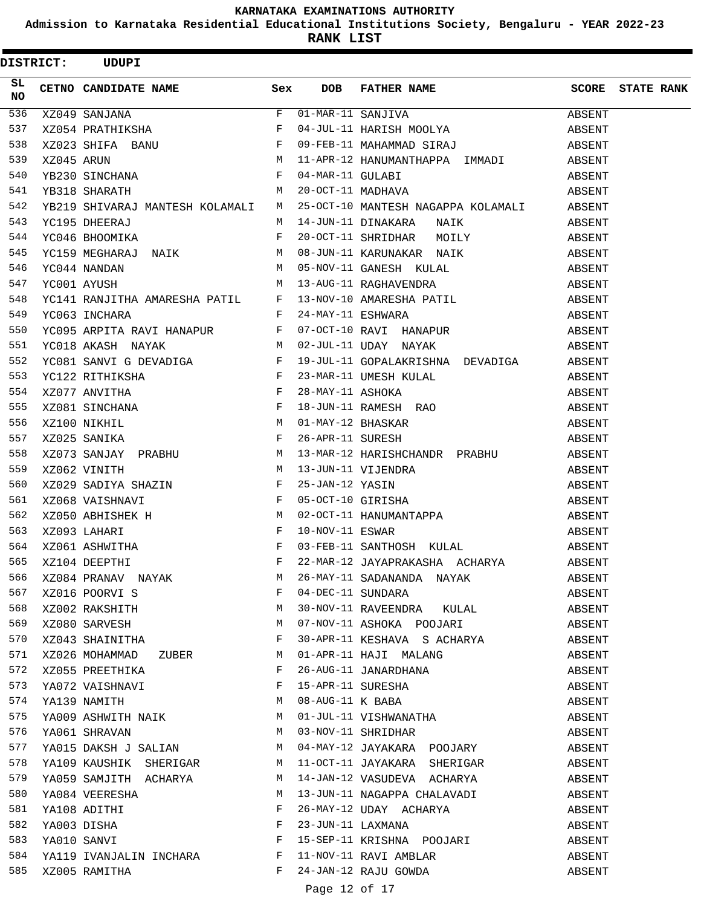# KARNATAKA EXAMINATIONS AUTHORITY

**Admission to Karnataka Residential Educational Institutions Society, Bengaluru - YEAR 2022-23**

**RANK LIST**

**DISTRICT: UDUPI**

| SL NO | CETNO | CANDIDATE NAME | Sex | DOB | FATHER NAME | SCORE | STATE RANK |
|---|---|---|---|---|---|---|---|
| 536 | XZ049 | SANJANA | F | 01-MAR-11 | SANJIVA | ABSENT | |
| 537 | XZ054 | PRATHIKSHA | F | 04-JUL-11 | HARISH MOOLYA | ABSENT | |
| 538 | XZ023 | SHIFA BANU | F | 09-FEB-11 | MAHAMMAD SIRAJ | ABSENT | |
| 539 | XZ045 | ARUN | M | 11-APR-12 | HANUMANTHAPPA IMMADI | ABSENT | |
| 540 | YB230 | SINCHANA | F | 04-MAR-11 | GULABI | ABSENT | |
| 541 | YB318 | SHARATH | M | 20-OCT-11 | MADHAVA | ABSENT | |
| 542 | YB219 | SHIVARAJ MANTESH KOLAMALI | M | 25-OCT-10 | MANTESH NAGAPPA KOLAMALI | ABSENT | |
| 543 | YC195 | DHEERAJ | M | 14-JUN-11 | DINAKARA NAIK | ABSENT | |
| 544 | YC046 | BHOOMIKA | F | 20-OCT-11 | SHRIDHAR MOILY | ABSENT | |
| 545 | YC159 | MEGHARAJ NAIK | M | 08-JUN-11 | KARUNAKAR NAIK | ABSENT | |
| 546 | YC044 | NANDAN | M | 05-NOV-11 | GANESH KULAL | ABSENT | |
| 547 | YC001 | AYUSH | M | 13-AUG-11 | RAGHAVENDRA | ABSENT | |
| 548 | YC141 | RANJITHA AMARESHA PATIL | F | 13-NOV-10 | AMARESHA PATIL | ABSENT | |
| 549 | YC063 | INCHARA | F | 24-MAY-11 | ESHWARA | ABSENT | |
| 550 | YC095 | ARPITA RAVI HANAPUR | F | 07-OCT-10 | RAVI HANAPUR | ABSENT | |
| 551 | YC018 | AKASH NAYAK | M | 02-JUL-11 | UDAY NAYAK | ABSENT | |
| 552 | YC081 | SANVI G DEVADIGA | F | 19-JUL-11 | GOPALAKRISHNA DEVADIGA | ABSENT | |
| 553 | YC122 | RITHIKSHA | F | 23-MAR-11 | UMESH KULAL | ABSENT | |
| 554 | XZ077 | ANVITHA | F | 28-MAY-11 | ASHOKA | ABSENT | |
| 555 | XZ081 | SINCHANA | F | 18-JUN-11 | RAMESH RAO | ABSENT | |
| 556 | XZ100 | NIKHIL | M | 01-MAY-12 | BHASKAR | ABSENT | |
| 557 | XZ025 | SANIKA | F | 26-APR-11 | SURESH | ABSENT | |
| 558 | XZ073 | SANJAY PRABHU | M | 13-MAR-12 | HARISHCHANDR PRABHU | ABSENT | |
| 559 | XZ062 | VINITH | M | 13-JUN-11 | VIJENDRA | ABSENT | |
| 560 | XZ029 | SADIYA SHAZIN | F | 25-JAN-12 | YASIN | ABSENT | |
| 561 | XZ068 | VAISHNAVI | F | 05-OCT-10 | GIRISHA | ABSENT | |
| 562 | XZ050 | ABHISHEK H | M | 02-OCT-11 | HANUMANTAPPA | ABSENT | |
| 563 | XZ093 | LAHARI | F | 10-NOV-11 | ESWAR | ABSENT | |
| 564 | XZ061 | ASHWITHA | F | 03-FEB-11 | SANTHOSH KULAL | ABSENT | |
| 565 | XZ104 | DEEPTHI | F | 22-MAR-12 | JAYAPRAKASHA ACHARYA | ABSENT | |
| 566 | XZ084 | PRANAV NAYAK | M | 26-MAY-11 | SADANANDA NAYAK | ABSENT | |
| 567 | XZ016 | POORVI S | F | 04-DEC-11 | SUNDARA | ABSENT | |
| 568 | XZ002 | RAKSHITH | M | 30-NOV-11 | RAVEENDRA KULAL | ABSENT | |
| 569 | XZ080 | SARVESH | M | 07-NOV-11 | ASHOKA POOJARI | ABSENT | |
| 570 | XZ043 | SHAINITHA | F | 30-APR-11 | KESHAVA S ACHARYA | ABSENT | |
| 571 | XZ026 | MOHAMMAD ZUBER | M | 01-APR-11 | HAJI MALANG | ABSENT | |
| 572 | XZ055 | PREETHIKA | F | 26-AUG-11 | JANARDHANA | ABSENT | |
| 573 | YA072 | VAISHNAVI | F | 15-APR-11 | SURESHA | ABSENT | |
| 574 | YA139 | NAMITH | M | 08-AUG-11 | K BABA | ABSENT | |
| 575 | YA009 | ASHWITH NAIK | M | 01-JUL-11 | VISHWANATHA | ABSENT | |
| 576 | YA061 | SHRAVAN | M | 03-NOV-11 | SHRIDHAR | ABSENT | |
| 577 | YA015 | DAKSH J SALIAN | M | 04-MAY-12 | JAYAKARA POOJARY | ABSENT | |
| 578 | YA109 | KAUSHIK SHERIGAR | M | 11-OCT-11 | JAYAKARA SHERIGAR | ABSENT | |
| 579 | YA059 | SAMJITH ACHARYA | M | 14-JAN-12 | VASUDEVA ACHARYA | ABSENT | |
| 580 | YA084 | VEERESHA | M | 13-JUN-11 | NAGAPPA CHALAVADI | ABSENT | |
| 581 | YA108 | ADITHI | F | 26-MAY-12 | UDAY ACHARYA | ABSENT | |
| 582 | YA003 | DISHA | F | 23-JUN-11 | LAXMANA | ABSENT | |
| 583 | YA010 | SANVI | F | 15-SEP-11 | KRISHNA POOJARI | ABSENT | |
| 584 | YA119 | IVANJALIN INCHARA | F | 11-NOV-11 | RAVI AMBLAR | ABSENT | |
| 585 | XZ005 | RAMITHA | F | 24-JAN-12 | RAJU GOWDA | ABSENT | |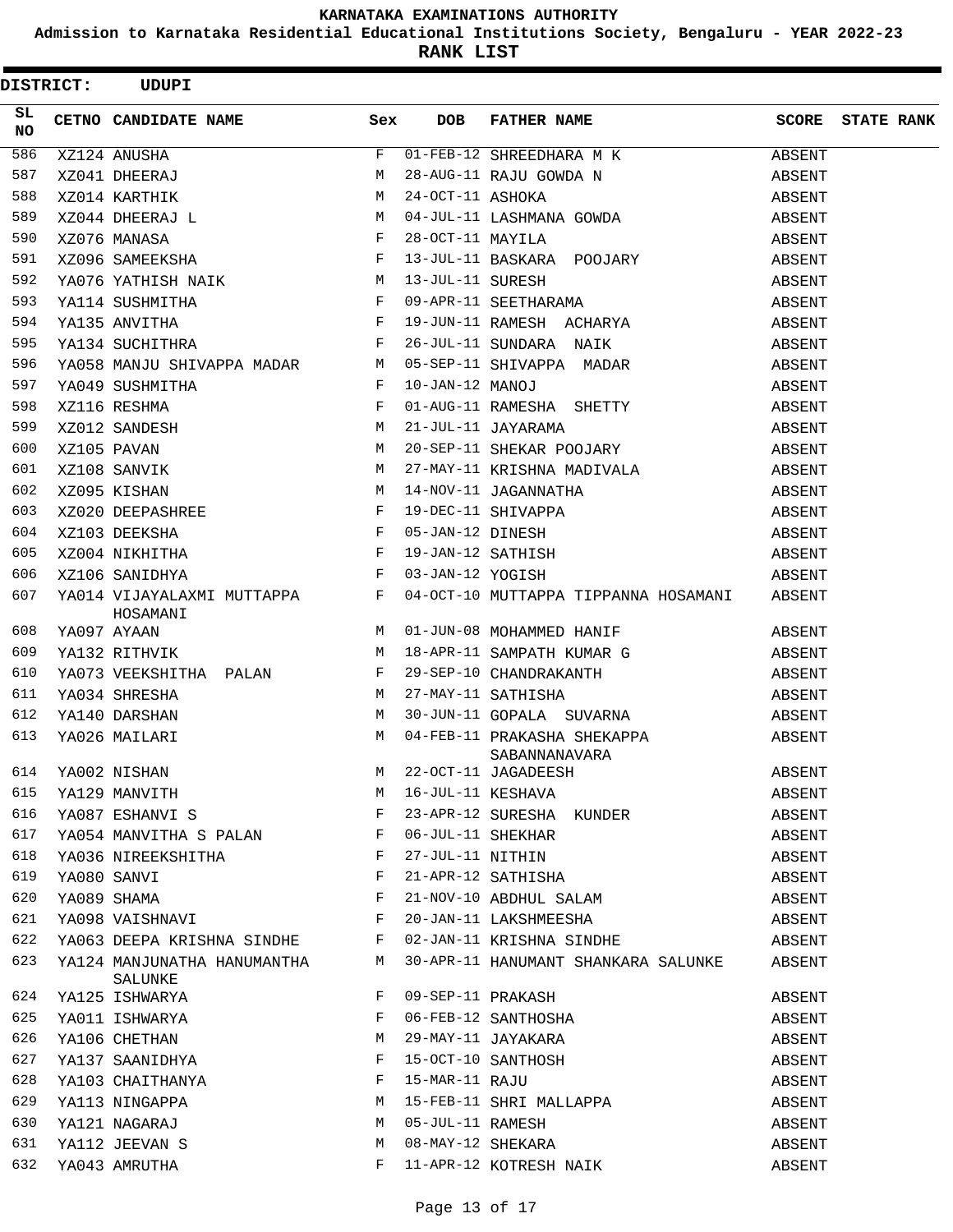# KARNATAKA EXAMINATIONS AUTHORITY

## Admission to Karnataka Residential Educational Institutions Society, Bengaluru - YEAR 2022-23

## RANK LIST

**DISTRICT: UDUPI**

| SL NO | CETNO | CANDIDATE NAME | Sex | DOB | FATHER NAME | SCORE | STATE RANK |
|---|---|---|---|---|---|---|---|
| 586 | XZ124 | ANUSHA | F | 01-FEB-12 | SHREEDHARA M K | ABSENT | |
| 587 | XZ041 | DHEERAJ | M | 28-AUG-11 | RAJU GOWDA N | ABSENT | |
| 588 | XZ014 | KARTHIK | M | 24-OCT-11 | ASHOKA | ABSENT | |
| 589 | XZ044 | DHEERAJ L | M | 04-JUL-11 | LASHMANA GOWDA | ABSENT | |
| 590 | XZ076 | MANASA | F | 28-OCT-11 | MAYILA | ABSENT | |
| 591 | XZ096 | SAMEEKSHA | F | 13-JUL-11 | BASKARA POOJARY | ABSENT | |
| 592 | YA076 | YATHISH NAIK | M | 13-JUL-11 | SURESH | ABSENT | |
| 593 | YA114 | SUSHMITHA | F | 09-APR-11 | SEETHARAMA | ABSENT | |
| 594 | YA135 | ANVITHA | F | 19-JUN-11 | RAMESH ACHARYA | ABSENT | |
| 595 | YA134 | SUCHITHRA | F | 26-JUL-11 | SUNDARA NAIK | ABSENT | |
| 596 | YA058 | MANJU SHIVAPPA MADAR | M | 05-SEP-11 | SHIVAPPA MADAR | ABSENT | |
| 597 | YA049 | SUSHMITHA | F | 10-JAN-12 | MANOJ | ABSENT | |
| 598 | XZ116 | RESHMA | F | 01-AUG-11 | RAMESHA SHETTY | ABSENT | |
| 599 | XZ012 | SANDESH | M | 21-JUL-11 | JAYARAMA | ABSENT | |
| 600 | XZ105 | PAVAN | M | 20-SEP-11 | SHEKAR POOJARY | ABSENT | |
| 601 | XZ108 | SANVIK | M | 27-MAY-11 | KRISHNA MADIVALA | ABSENT | |
| 602 | XZ095 | KISHAN | M | 14-NOV-11 | JAGANNATHA | ABSENT | |
| 603 | XZ020 | DEEPASHREE | F | 19-DEC-11 | SHIVAPPA | ABSENT | |
| 604 | XZ103 | DEEKSHA | F | 05-JAN-12 | DINESH | ABSENT | |
| 605 | XZ004 | NIKHITHA | F | 19-JAN-12 | SATHISH | ABSENT | |
| 606 | XZ106 | SANIDHYA | F | 03-JAN-12 | YOGISH | ABSENT | |
| 607 | YA014 | VIJAYALAXMI MUTTAPPA HOSAMANI | F | 04-OCT-10 | MUTTAPPA TIPPANNA HOSAMANI | ABSENT | |
| 608 | YA097 | AYAAN | M | 01-JUN-08 | MOHAMMED HANIF | ABSENT | |
| 609 | YA132 | RITHVIK | M | 18-APR-11 | SAMPATH KUMAR G | ABSENT | |
| 610 | YA073 | VEEKSHITHA PALAN | F | 29-SEP-10 | CHANDRAKANTH | ABSENT | |
| 611 | YA034 | SHRESHA | M | 27-MAY-11 | SATHISHA | ABSENT | |
| 612 | YA140 | DARSHAN | M | 30-JUN-11 | GOPALA SUVARNA | ABSENT | |
| 613 | YA026 | MAILARI | M | 04-FEB-11 | PRAKASHA SHEKAPPA SABANNANAVARA | ABSENT | |
| 614 | YA002 | NISHAN | M | 22-OCT-11 | JAGADEESH | ABSENT | |
| 615 | YA129 | MANVITH | M | 16-JUL-11 | KESHAVA | ABSENT | |
| 616 | YA087 | ESHANVI S | F | 23-APR-12 | SURESHA KUNDER | ABSENT | |
| 617 | YA054 | MANVITHA S PALAN | F | 06-JUL-11 | SHEKHAR | ABSENT | |
| 618 | YA036 | NIREEKSHITHA | F | 27-JUL-11 | NITHIN | ABSENT | |
| 619 | YA080 | SANVI | F | 21-APR-12 | SATHISHA | ABSENT | |
| 620 | YA089 | SHAMA | F | 21-NOV-10 | ABDHUL SALAM | ABSENT | |
| 621 | YA098 | VAISHNAVI | F | 20-JAN-11 | LAKSHMEESHA | ABSENT | |
| 622 | YA063 | DEEPA KRISHNA SINDHE | F | 02-JAN-11 | KRISHNA SINDHE | ABSENT | |
| 623 | YA124 | MANJUNATHA HANUMANTHA SALUNKE | M | 30-APR-11 | HANUMANT SHANKARA SALUNKE | ABSENT | |
| 624 | YA125 | ISHWARYA | F | 09-SEP-11 | PRAKASH | ABSENT | |
| 625 | YA011 | ISHWARYA | F | 06-FEB-12 | SANTHOSHA | ABSENT | |
| 626 | YA106 | CHETHAN | M | 29-MAY-11 | JAYAKARA | ABSENT | |
| 627 | YA137 | SAANIDHYA | F | 15-OCT-10 | SANTHOSH | ABSENT | |
| 628 | YA103 | CHAITHANYA | F | 15-MAR-11 | RAJU | ABSENT | |
| 629 | YA113 | NINGAPPA | M | 15-FEB-11 | SHRI MALLAPPA | ABSENT | |
| 630 | YA121 | NAGARAJ | M | 05-JUL-11 | RAMESH | ABSENT | |
| 631 | YA112 | JEEVAN S | M | 08-MAY-12 | SHEKARA | ABSENT | |
| 632 | YA043 | AMRUTHA | F | 11-APR-12 | KOTRESH NAIK | ABSENT | |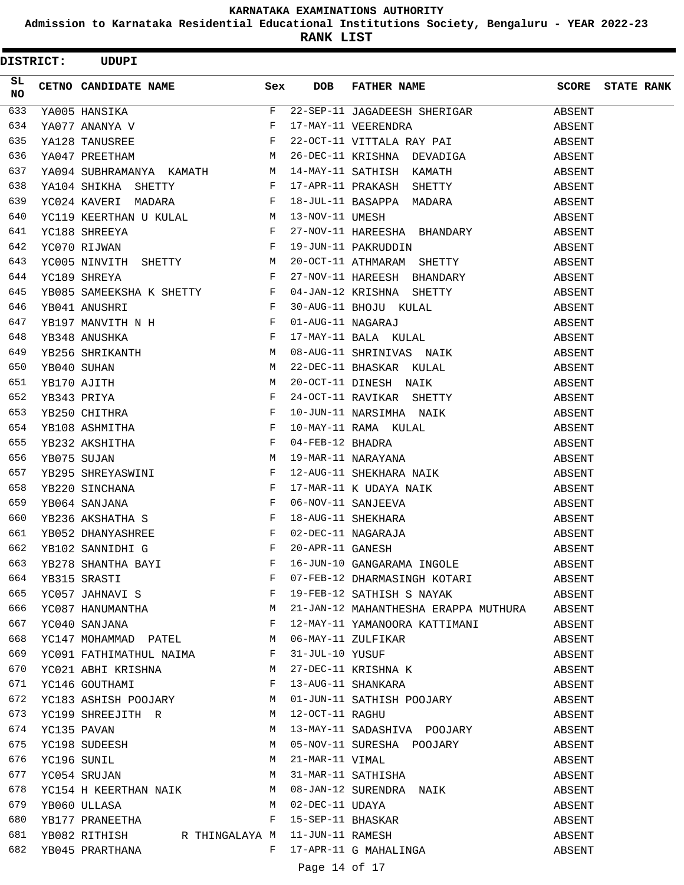# KARNATAKA EXAMINATIONS AUTHORITY

**Admission to Karnataka Residential Educational Institutions Society, Bengaluru - YEAR 2022-23**

**RANK LIST**

**DISTRICT: UDUPI**

| SL NO | CETNO | CANDIDATE NAME | Sex | DOB | FATHER NAME | SCORE | STATE RANK |
|---|---|---|---|---|---|---|---|
| 633 | YA005 | HANSIKA | F | 22-SEP-11 | JAGADEESH SHERIGAR | ABSENT | |
| 634 | YA077 | ANANYA V | F | 17-MAY-11 | VEERENDRA | ABSENT | |
| 635 | YA128 | TANUSREE | F | 22-OCT-11 | VITTALA RAY PAI | ABSENT | |
| 636 | YA047 | PREETHAM | M | 26-DEC-11 | KRISHNA DEVADIGA | ABSENT | |
| 637 | YA094 | SUBHRAMANYA KAMATH | M | 14-MAY-11 | SATHISH KAMATH | ABSENT | |
| 638 | YA104 | SHIKHA SHETTY | F | 17-APR-11 | PRAKASH SHETTY | ABSENT | |
| 639 | YC024 | KAVERI MADARA | F | 18-JUL-11 | BASAPPA MADARA | ABSENT | |
| 640 | YC119 | KEERTHAN U KULAL | M | 13-NOV-11 | UMESH | ABSENT | |
| 641 | YC188 | SHREEYA | F | 27-NOV-11 | HAREESHA BHANDARY | ABSENT | |
| 642 | YC070 | RIJWAN | F | 19-JUN-11 | PAKRUDDIN | ABSENT | |
| 643 | YC005 | NINVITH SHETTY | M | 20-OCT-11 | ATHMARAM SHETTY | ABSENT | |
| 644 | YC189 | SHREYA | F | 27-NOV-11 | HAREESH BHANDARY | ABSENT | |
| 645 | YB085 | SAMEEKSHA K SHETTY | F | 04-JAN-12 | KRISHNA SHETTY | ABSENT | |
| 646 | YB041 | ANUSHRI | F | 30-AUG-11 | BHOJU KULAL | ABSENT | |
| 647 | YB197 | MANVITH N H | F | 01-AUG-11 | NAGARAJ | ABSENT | |
| 648 | YB348 | ANUSHKA | F | 17-MAY-11 | BALA KULAL | ABSENT | |
| 649 | YB256 | SHRIKANTH | M | 08-AUG-11 | SHRINIVAS NAIK | ABSENT | |
| 650 | YB040 | SUHAN | M | 22-DEC-11 | BHASKAR KULAL | ABSENT | |
| 651 | YB170 | AJITH | M | 20-OCT-11 | DINESH NAIK | ABSENT | |
| 652 | YB343 | PRIYA | F | 24-OCT-11 | RAVIKAR SHETTY | ABSENT | |
| 653 | YB250 | CHITHRA | F | 10-JUN-11 | NARSIMHA NAIK | ABSENT | |
| 654 | YB108 | ASHMITHA | F | 10-MAY-11 | RAMA KULAL | ABSENT | |
| 655 | YB232 | AKSHITHA | F | 04-FEB-12 | BHADRA | ABSENT | |
| 656 | YB075 | SUJAN | M | 19-MAR-11 | NARAYANA | ABSENT | |
| 657 | YB295 | SHREYASWINI | F | 12-AUG-11 | SHEKHARA NAIK | ABSENT | |
| 658 | YB220 | SINCHANA | F | 17-MAR-11 | K UDAYA NAIK | ABSENT | |
| 659 | YB064 | SANJANA | F | 06-NOV-11 | SANJEEVA | ABSENT | |
| 660 | YB236 | AKSHATHA S | F | 18-AUG-11 | SHEKHARA | ABSENT | |
| 661 | YB052 | DHANYASHREE | F | 02-DEC-11 | NAGARAJA | ABSENT | |
| 662 | YB102 | SANNIDHI G | F | 20-APR-11 | GANESH | ABSENT | |
| 663 | YB278 | SHANTHA BAYI | F | 16-JUN-10 | GANGARAMA INGOLE | ABSENT | |
| 664 | YB315 | SRASTI | F | 07-FEB-12 | DHARMASINGH KOTARI | ABSENT | |
| 665 | YC057 | JAHNAVI S | F | 19-FEB-12 | SATHISH S NAYAK | ABSENT | |
| 666 | YC087 | HANUMANTHA | M | 21-JAN-12 | MAHANTHESHA ERAPPA MUTHURA | ABSENT | |
| 667 | YC040 | SANJANA | F | 12-MAY-11 | YAMANOORA KATTIMANI | ABSENT | |
| 668 | YC147 | MOHAMMAD PATEL | M | 06-MAY-11 | ZULFIKAR | ABSENT | |
| 669 | YC091 | FATHIMATHUL NAIMA | F | 31-JUL-10 | YUSUF | ABSENT | |
| 670 | YC021 | ABHI KRISHNA | M | 27-DEC-11 | KRISHNA K | ABSENT | |
| 671 | YC146 | GOUTHAMI | F | 13-AUG-11 | SHANKARA | ABSENT | |
| 672 | YC183 | ASHISH POOJARY | M | 01-JUN-11 | SATHISH POOJARY | ABSENT | |
| 673 | YC199 | SHREEJITH R | M | 12-OCT-11 | RAGHU | ABSENT | |
| 674 | YC135 | PAVAN | M | 13-MAY-11 | SADASHIVA POOJARY | ABSENT | |
| 675 | YC198 | SUDEESH | M | 05-NOV-11 | SURESHA POOJARY | ABSENT | |
| 676 | YC196 | SUNIL | M | 21-MAR-11 | VIMAL | ABSENT | |
| 677 | YC054 | SRUJAN | M | 31-MAR-11 | SATHISHA | ABSENT | |
| 678 | YC154 | H KEERTHAN NAIK | M | 08-JAN-12 | SURENDRA NAIK | ABSENT | |
| 679 | YB060 | ULLASA | M | 02-DEC-11 | UDAYA | ABSENT | |
| 680 | YB177 | PRANEETHA | F | 15-SEP-11 | BHASKAR | ABSENT | |
| 681 | YB082 | RITHISH R THINGALAYA | M | 11-JUN-11 | RAMESH | ABSENT | |
| 682 | YB045 | PRARTHANA | F | 17-APR-11 | G MAHALINGA | ABSENT | |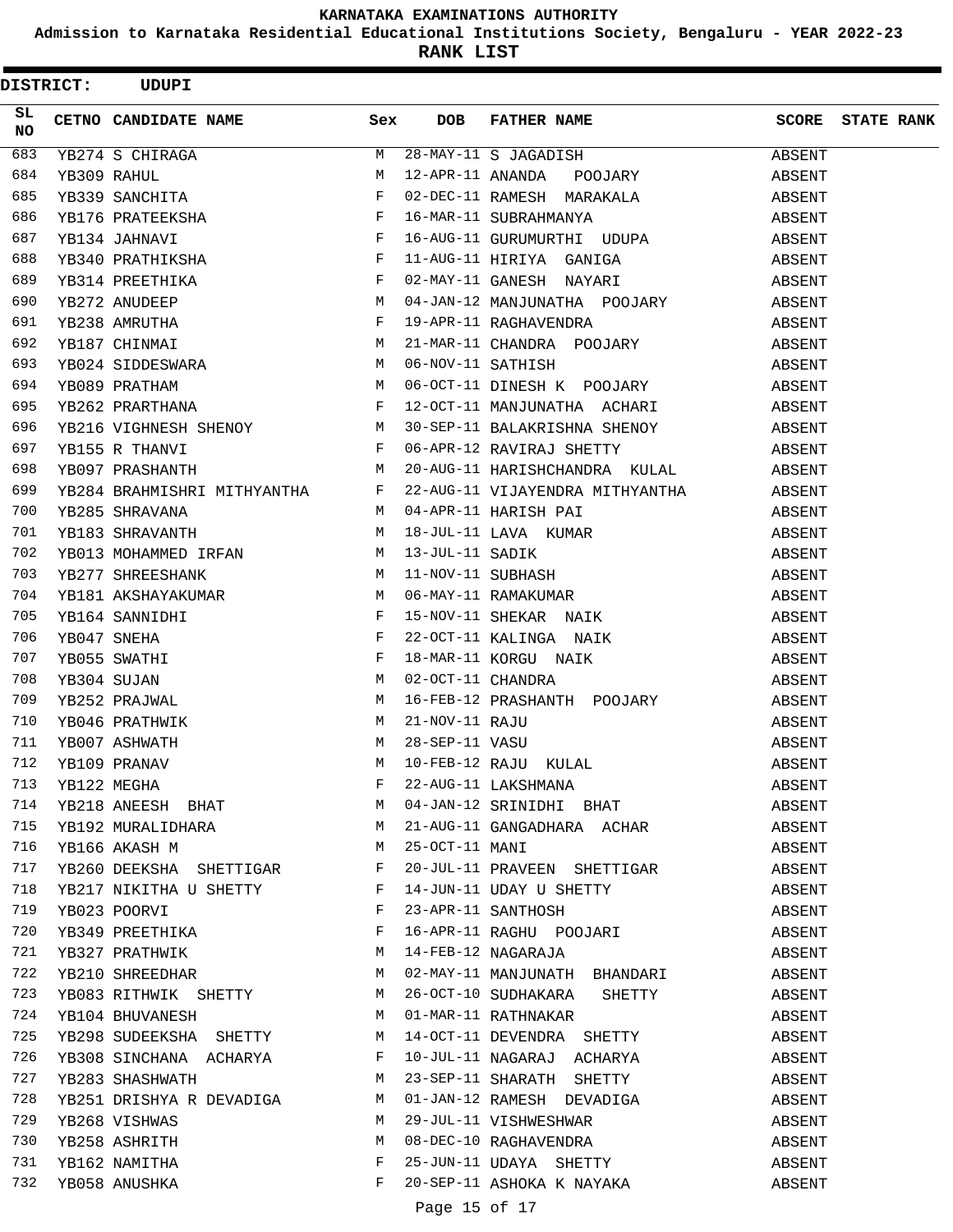# KARNATAKA EXAMINATIONS AUTHORITY

## Admission to Karnataka Residential Educational Institutions Society, Bengaluru - YEAR 2022-23

## RANK LIST

**DISTRICT: UDUPI**

| SL NO | CETNO | CANDIDATE NAME | Sex | DOB | FATHER NAME | SCORE | STATE RANK |
|---|---|---|---|---|---|---|---|
| 683 | YB274 | S CHIRAGA | M | 28-MAY-11 | S JAGADISH | ABSENT | |
| 684 | YB309 | RAHUL | M | 12-APR-11 | ANANDA POOJARY | ABSENT | |
| 685 | YB339 | SANCHITA | F | 02-DEC-11 | RAMESH MARAKALA | ABSENT | |
| 686 | YB176 | PRATEEKSHA | F | 16-MAR-11 | SUBRAHMANYA | ABSENT | |
| 687 | YB134 | JAHNAVI | F | 16-AUG-11 | GURUMURTHI UDUPA | ABSENT | |
| 688 | YB340 | PRATHIKSHA | F | 11-AUG-11 | HIRIYA GANIGA | ABSENT | |
| 689 | YB314 | PREETHIKA | F | 02-MAY-11 | GANESH NAYARI | ABSENT | |
| 690 | YB272 | ANUDEEP | M | 04-JAN-12 | MANJUNATHA POOJARY | ABSENT | |
| 691 | YB238 | AMRUTHA | F | 19-APR-11 | RAGHAVENDRA | ABSENT | |
| 692 | YB187 | CHINMAI | M | 21-MAR-11 | CHANDRA POOJARY | ABSENT | |
| 693 | YB024 | SIDDESWARA | M | 06-NOV-11 | SATHISH | ABSENT | |
| 694 | YB089 | PRATHAM | M | 06-OCT-11 | DINESH K POOJARY | ABSENT | |
| 695 | YB262 | PRARTHANA | F | 12-OCT-11 | MANJUNATHA ACHARI | ABSENT | |
| 696 | YB216 | VIGHNESH SHENOY | M | 30-SEP-11 | BALAKRISHNA SHENOY | ABSENT | |
| 697 | YB155 | R THANVI | F | 06-APR-12 | RAVIRAJ SHETTY | ABSENT | |
| 698 | YB097 | PRASHANTH | M | 20-AUG-11 | HARISHCHANDRA KULAL | ABSENT | |
| 699 | YB284 | BRAHMISHRI MITHYANTHA | F | 22-AUG-11 | VIJAYENDRA MITHYANTHA | ABSENT | |
| 700 | YB285 | SHRAVANA | M | 04-APR-11 | HARISH PAI | ABSENT | |
| 701 | YB183 | SHRAVANTH | M | 18-JUL-11 | LAVA KUMAR | ABSENT | |
| 702 | YB013 | MOHAMMED IRFAN | M | 13-JUL-11 | SADIK | ABSENT | |
| 703 | YB277 | SHREESHANK | M | 11-NOV-11 | SUBHASH | ABSENT | |
| 704 | YB181 | AKSHAYAKUMAR | M | 06-MAY-11 | RAMAKUMAR | ABSENT | |
| 705 | YB164 | SANNIDHI | F | 15-NOV-11 | SHEKAR NAIK | ABSENT | |
| 706 | YB047 | SNEHA | F | 22-OCT-11 | KALINGA NAIK | ABSENT | |
| 707 | YB055 | SWATHI | F | 18-MAR-11 | KORGU NAIK | ABSENT | |
| 708 | YB304 | SUJAN | M | 02-OCT-11 | CHANDRA | ABSENT | |
| 709 | YB252 | PRAJWAL | M | 16-FEB-12 | PRASHANTH POOJARY | ABSENT | |
| 710 | YB046 | PRATHWIK | M | 21-NOV-11 | RAJU | ABSENT | |
| 711 | YB007 | ASHWATH | M | 28-SEP-11 | VASU | ABSENT | |
| 712 | YB109 | PRANAV | M | 10-FEB-12 | RAJU KULAL | ABSENT | |
| 713 | YB122 | MEGHA | F | 22-AUG-11 | LAKSHMANA | ABSENT | |
| 714 | YB218 | ANEESH BHAT | M | 04-JAN-12 | SRINIDHI BHAT | ABSENT | |
| 715 | YB192 | MURALIDHARA | M | 21-AUG-11 | GANGADHARA ACHAR | ABSENT | |
| 716 | YB166 | AKASH M | M | 25-OCT-11 | MANI | ABSENT | |
| 717 | YB260 | DEEKSHA SHETTIGAR | F | 20-JUL-11 | PRAVEEN SHETTIGAR | ABSENT | |
| 718 | YB217 | NIKITHA U SHETTY | F | 14-JUN-11 | UDAY U SHETTY | ABSENT | |
| 719 | YB023 | POORVI | F | 23-APR-11 | SANTHOSH | ABSENT | |
| 720 | YB349 | PREETHIKA | F | 16-APR-11 | RAGHU POOJARI | ABSENT | |
| 721 | YB327 | PRATHWIK | M | 14-FEB-12 | NAGARAJA | ABSENT | |
| 722 | YB210 | SHREEDHAR | M | 02-MAY-11 | MANJUNATH BHANDARI | ABSENT | |
| 723 | YB083 | RITHWIK SHETTY | M | 26-OCT-10 | SUDHAKARA SHETTY | ABSENT | |
| 724 | YB104 | BHUVANESH | M | 01-MAR-11 | RATHNAKAR | ABSENT | |
| 725 | YB298 | SUDEEKSHA SHETTY | M | 14-OCT-11 | DEVENDRA SHETTY | ABSENT | |
| 726 | YB308 | SINCHANA ACHARYA | F | 10-JUL-11 | NAGARAJ ACHARYA | ABSENT | |
| 727 | YB283 | SHASHWATH | M | 23-SEP-11 | SHARATH SHETTY | ABSENT | |
| 728 | YB251 | DRISHYA R DEVADIGA | M | 01-JAN-12 | RAMESH DEVADIGA | ABSENT | |
| 729 | YB268 | VISHWAS | M | 29-JUL-11 | VISHWESHWAR | ABSENT | |
| 730 | YB258 | ASHRITH | M | 08-DEC-10 | RAGHAVENDRA | ABSENT | |
| 731 | YB162 | NAMITHA | F | 25-JUN-11 | UDAYA SHETTY | ABSENT | |
| 732 | YB058 | ANUSHKA | F | 20-SEP-11 | ASHOKA K NAYAKA | ABSENT | |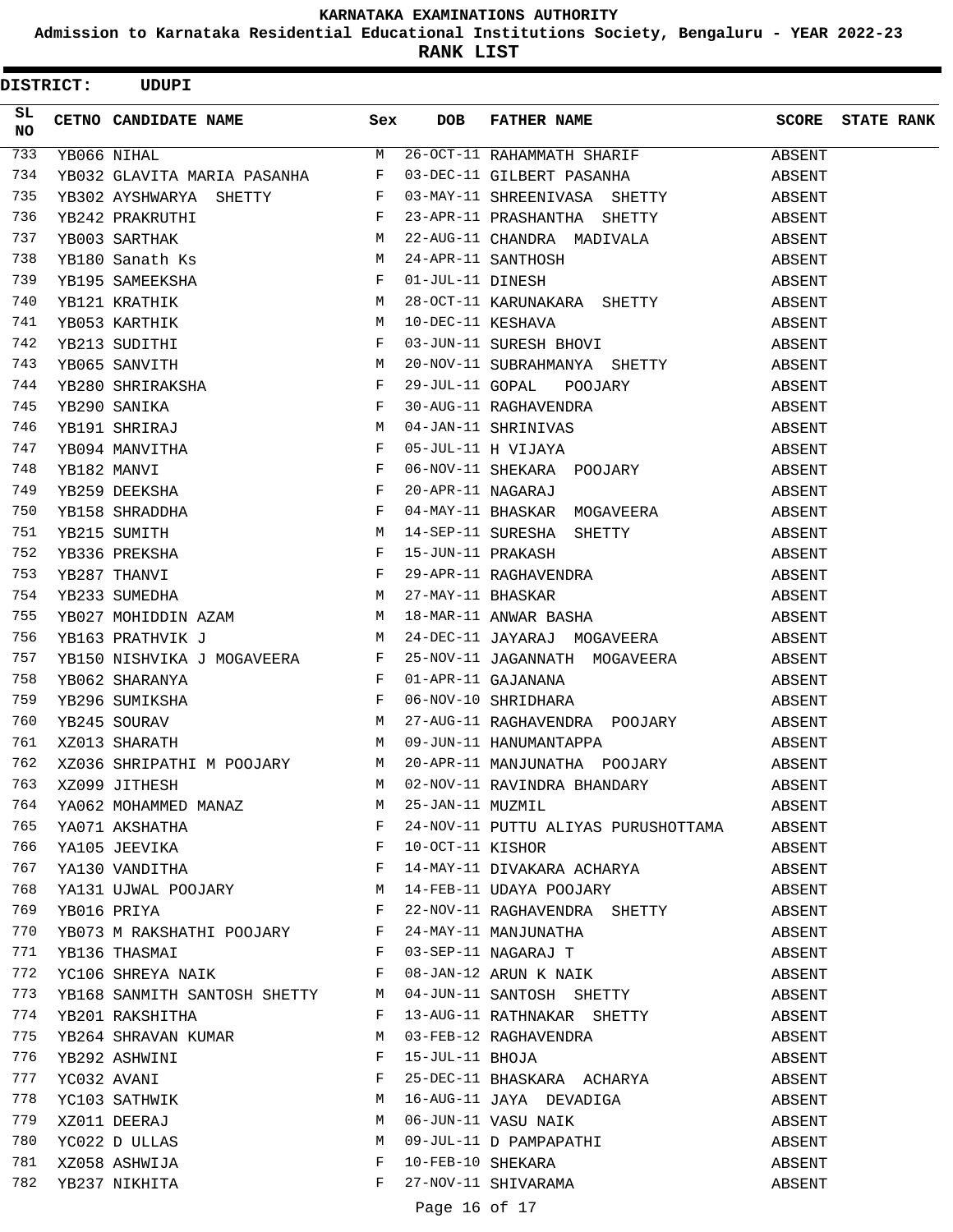# KARNATAKA EXAMINATIONS AUTHORITY

**Admission to Karnataka Residential Educational Institutions Society, Bengaluru - YEAR 2022-23**

**RANK LIST**

**DISTRICT: UDUPI**

| SL NO | CETNO | CANDIDATE NAME | Sex | DOB | FATHER NAME | SCORE | STATE RANK |
|---|---|---|---|---|---|---|---|
| 733 | YB066 | NIHAL | M | 26-OCT-11 | RAHAMMATH SHARIF | ABSENT | |
| 734 | YB032 | GLAVITA MARIA PASANHA | F | 03-DEC-11 | GILBERT PASANHA | ABSENT | |
| 735 | YB302 | AYSHWARYA SHETTY | F | 03-MAY-11 | SHREENIVASA SHETTY | ABSENT | |
| 736 | YB242 | PRAKRUTHI | F | 23-APR-11 | PRASHANTHA SHETTY | ABSENT | |
| 737 | YB003 | SARTHAK | M | 22-AUG-11 | CHANDRA MADIVALA | ABSENT | |
| 738 | YB180 | Sanath Ks | M | 24-APR-11 | SANTHOSH | ABSENT | |
| 739 | YB195 | SAMEEKSHA | F | 01-JUL-11 | DINESH | ABSENT | |
| 740 | YB121 | KRATHIK | M | 28-OCT-11 | KARUNAKARA SHETTY | ABSENT | |
| 741 | YB053 | KARTHIK | M | 10-DEC-11 | KESHAVA | ABSENT | |
| 742 | YB213 | SUDITHI | F | 03-JUN-11 | SURESH BHOVI | ABSENT | |
| 743 | YB065 | SANVITH | M | 20-NOV-11 | SUBRAHMANYA SHETTY | ABSENT | |
| 744 | YB280 | SHRIRAKSHA | F | 29-JUL-11 | GOPAL POOJARY | ABSENT | |
| 745 | YB290 | SANIKA | F | 30-AUG-11 | RAGHAVENDRA | ABSENT | |
| 746 | YB191 | SHRIRAJ | M | 04-JAN-11 | SHRINIVAS | ABSENT | |
| 747 | YB094 | MANVITHA | F | 05-JUL-11 | H VIJAYA | ABSENT | |
| 748 | YB182 | MANVI | F | 06-NOV-11 | SHEKARA POOJARY | ABSENT | |
| 749 | YB259 | DEEKSHA | F | 20-APR-11 | NAGARAJ | ABSENT | |
| 750 | YB158 | SHRADDHA | F | 04-MAY-11 | BHASKAR MOGAVEERA | ABSENT | |
| 751 | YB215 | SUMITH | M | 14-SEP-11 | SURESHA SHETTY | ABSENT | |
| 752 | YB336 | PREKSHA | F | 15-JUN-11 | PRAKASH | ABSENT | |
| 753 | YB287 | THANVI | F | 29-APR-11 | RAGHAVENDRA | ABSENT | |
| 754 | YB233 | SUMEDHA | M | 27-MAY-11 | BHASKAR | ABSENT | |
| 755 | YB027 | MOHIDDIN AZAM | M | 18-MAR-11 | ANWAR BASHA | ABSENT | |
| 756 | YB163 | PRATHVIK J | M | 24-DEC-11 | JAYARAJ MOGAVEERA | ABSENT | |
| 757 | YB150 | NISHVIKA J MOGAVEERA | F | 25-NOV-11 | JAGANNATH MOGAVEERA | ABSENT | |
| 758 | YB062 | SHARANYA | F | 01-APR-11 | GAJANANA | ABSENT | |
| 759 | YB296 | SUMIKSHA | F | 06-NOV-10 | SHRIDHARA | ABSENT | |
| 760 | YB245 | SOURAV | M | 27-AUG-11 | RAGHAVENDRA POOJARY | ABSENT | |
| 761 | XZ013 | SHARATH | M | 09-JUN-11 | HANUMANTAPPA | ABSENT | |
| 762 | XZ036 | SHRIPATHI M POOJARY | M | 20-APR-11 | MANJUNATHA POOJARY | ABSENT | |
| 763 | XZ099 | JITHESH | M | 02-NOV-11 | RAVINDRA BHANDARY | ABSENT | |
| 764 | YA062 | MOHAMMED MANAZ | M | 25-JAN-11 | MUZMIL | ABSENT | |
| 765 | YA071 | AKSHATHA | F | 24-NOV-11 | PUTTU ALIYAS PURUSHOTTAMA | ABSENT | |
| 766 | YA105 | JEEVIKA | F | 10-OCT-11 | KISHOR | ABSENT | |
| 767 | YA130 | VANDITHA | F | 14-MAY-11 | DIVAKARA ACHARYA | ABSENT | |
| 768 | YA131 | UJWAL POOJARY | M | 14-FEB-11 | UDAYA POOJARY | ABSENT | |
| 769 | YB016 | PRIYA | F | 22-NOV-11 | RAGHAVENDRA SHETTY | ABSENT | |
| 770 | YB073 | M RAKSHATHI POOJARY | F | 24-MAY-11 | MANJUNATHA | ABSENT | |
| 771 | YB136 | THASMAI | F | 03-SEP-11 | NAGARAJ T | ABSENT | |
| 772 | YC106 | SHREYA NAIK | F | 08-JAN-12 | ARUN K NAIK | ABSENT | |
| 773 | YB168 | SANMITH SANTOSH SHETTY | M | 04-JUN-11 | SANTOSH SHETTY | ABSENT | |
| 774 | YB201 | RAKSHITHA | F | 13-AUG-11 | RATHNAKAR SHETTY | ABSENT | |
| 775 | YB264 | SHRAVAN KUMAR | M | 03-FEB-12 | RAGHAVENDRA | ABSENT | |
| 776 | YB292 | ASHWINI | F | 15-JUL-11 | BHOJA | ABSENT | |
| 777 | YC032 | AVANI | F | 25-DEC-11 | BHASKARA ACHARYA | ABSENT | |
| 778 | YC103 | SATHWIK | M | 16-AUG-11 | JAYA DEVADIGA | ABSENT | |
| 779 | XZ011 | DEERAJ | M | 06-JUN-11 | VASU NAIK | ABSENT | |
| 780 | YC022 | D ULLAS | M | 09-JUL-11 | D PAMPAPATHI | ABSENT | |
| 781 | XZ058 | ASHWIJA | F | 10-FEB-10 | SHEKARA | ABSENT | |
| 782 | YB237 | NIKHITA | F | 27-NOV-11 | SHIVARAMA | ABSENT | |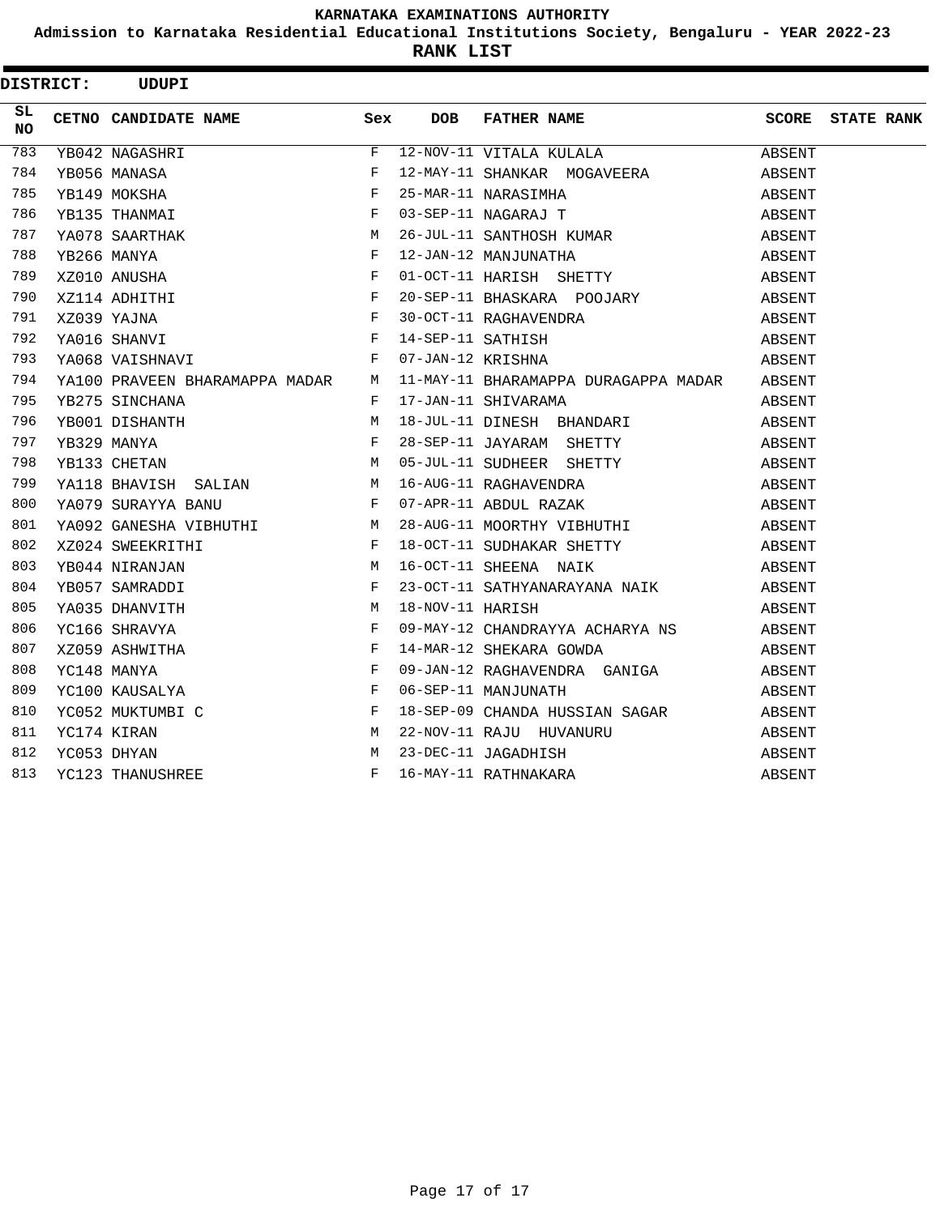**KARNATAKA EXAMINATIONS AUTHORITY**

**Admission to Karnataka Residential Educational Institutions Society, Bengaluru - YEAR 2022-23**

**RANK LIST**

**DISTRICT: UDUPI**

| SL NO | CETNO | CANDIDATE NAME | Sex | DOB | FATHER NAME | SCORE | STATE RANK |
|---|---|---|---|---|---|---|---|
| 783 | YB042 | NAGASHRI | F | 12-NOV-11 | VITALA KULALA | ABSENT | |
| 784 | YB056 | MANASA | F | 12-MAY-11 | SHANKAR MOGAVEERA | ABSENT | |
| 785 | YB149 | MOKSHA | F | 25-MAR-11 | NARASIMHA | ABSENT | |
| 786 | YB135 | THANMAI | F | 03-SEP-11 | NAGARAJ T | ABSENT | |
| 787 | YA078 | SAARTHAK | M | 26-JUL-11 | SANTHOSH KUMAR | ABSENT | |
| 788 | YB266 | MANYA | F | 12-JAN-12 | MANJUNATHA | ABSENT | |
| 789 | XZ010 | ANUSHA | F | 01-OCT-11 | HARISH SHETTY | ABSENT | |
| 790 | XZ114 | ADHITHI | F | 20-SEP-11 | BHASKARA POOJARY | ABSENT | |
| 791 | XZ039 | YAJNA | F | 30-OCT-11 | RAGHAVENDRA | ABSENT | |
| 792 | YA016 | SHANVI | F | 14-SEP-11 | SATHISH | ABSENT | |
| 793 | YA068 | VAISHNAVI | F | 07-JAN-12 | KRISHNA | ABSENT | |
| 794 | YA100 | PRAVEEN BHARAMAPPA MADAR | M | 11-MAY-11 | BHARAMAPPA DURAGAPPA MADAR | ABSENT | |
| 795 | YB275 | SINCHANA | F | 17-JAN-11 | SHIVARAMA | ABSENT | |
| 796 | YB001 | DISHANTH | M | 18-JUL-11 | DINESH BHANDARI | ABSENT | |
| 797 | YB329 | MANYA | F | 28-SEP-11 | JAYARAM SHETTY | ABSENT | |
| 798 | YB133 | CHETAN | M | 05-JUL-11 | SUDHEER SHETTY | ABSENT | |
| 799 | YA118 | BHAVISH SALIAN | M | 16-AUG-11 | RAGHAVENDRA | ABSENT | |
| 800 | YA079 | SURAYYA BANU | F | 07-APR-11 | ABDUL RAZAK | ABSENT | |
| 801 | YA092 | GANESHA VIBHUTHI | M | 28-AUG-11 | MOORTHY VIBHUTHI | ABSENT | |
| 802 | XZ024 | SWEEKRITHI | F | 18-OCT-11 | SUDHAKAR SHETTY | ABSENT | |
| 803 | YB044 | NIRANJAN | M | 16-OCT-11 | SHEENA NAIK | ABSENT | |
| 804 | YB057 | SAMRADDI | F | 23-OCT-11 | SATHYANARAYANA NAIK | ABSENT | |
| 805 | YA035 | DHANVITH | M | 18-NOV-11 | HARISH | ABSENT | |
| 806 | YC166 | SHRAVYA | F | 09-MAY-12 | CHANDRAYYA ACHARYA NS | ABSENT | |
| 807 | XZ059 | ASHWITHA | F | 14-MAR-12 | SHEKARA GOWDA | ABSENT | |
| 808 | YC148 | MANYA | F | 09-JAN-12 | RAGHAVENDRA GANIGA | ABSENT | |
| 809 | YC100 | KAUSALYA | F | 06-SEP-11 | MANJUNATH | ABSENT | |
| 810 | YC052 | MUKTUMBI C | F | 18-SEP-09 | CHANDA HUSSIAN SAGAR | ABSENT | |
| 811 | YC174 | KIRAN | M | 22-NOV-11 | RAJU HUVANURU | ABSENT | |
| 812 | YC053 | DHYAN | M | 23-DEC-11 | JAGADHISH | ABSENT | |
| 813 | YC123 | THANUSHREE | F | 16-MAY-11 | RATHNAKARA | ABSENT | |